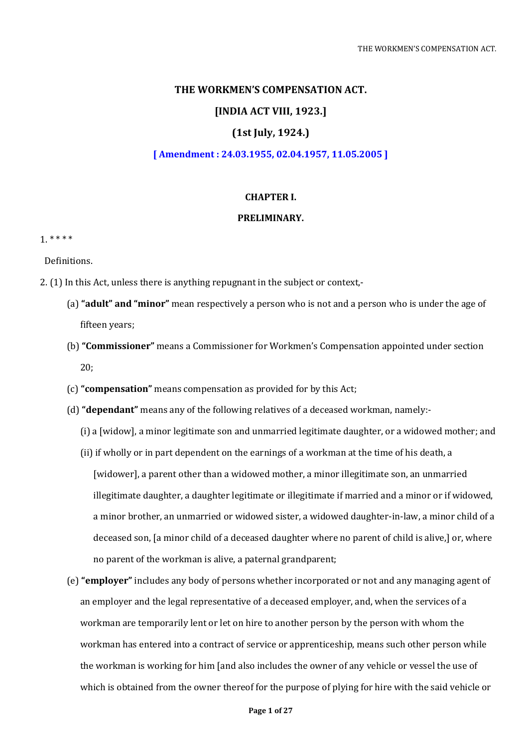# THE WORKMEN'S COMPENSATION ACT.

## [INDIA ACT VIII, 1923.]

## (1st July, 1924.)

**[ Amendment : 24.03.1955, 02.04.1957, 11.05.2005 ]**

### CHAPTER I.

### PRELIMINARY.

1. * * * *

Definitions.

2. (1) In this Act, unless there is anything repugnant in the subject or context,-

   (a) **"adult" and "minor"** mean respectively a person who is not and a person who is under the age of fifteen years;

   (b) **"Commissioner"** means a Commissioner for Workmen's Compensation appointed under section 20;

   (c) **"compensation"** means compensation as provided for by this Act;

   (d) **"dependant"** means any of the following relatives of a deceased workman, namely:-

      (i) a [widow], a minor legitimate son and unmarried legitimate daughter, or a widowed mother; and

      (ii) if wholly or in part dependent on the earnings of a workman at the time of his death, a [widower], a parent other than a widowed mother, a minor illegitimate son, an unmarried illegitimate daughter, a daughter legitimate or illegitimate if married and a minor or if widowed, a minor brother, an unmarried or widowed sister, a widowed daughter-in-law, a minor child of a deceased son, [a minor child of a deceased daughter where no parent of child is alive,] or, where no parent of the workman is alive, a paternal grandparent;

   (e) **"employer"** includes any body of persons whether incorporated or not and any managing agent of an employer and the legal representative of a deceased employer, and, when the services of a workman are temporarily lent or let on hire to another person by the person with whom the workman has entered into a contract of service or apprenticeship, means such other person while the workman is working for him [and also includes the owner of any vehicle or vessel the use of which is obtained from the owner thereof for the purpose of plying for hire with the said vehicle or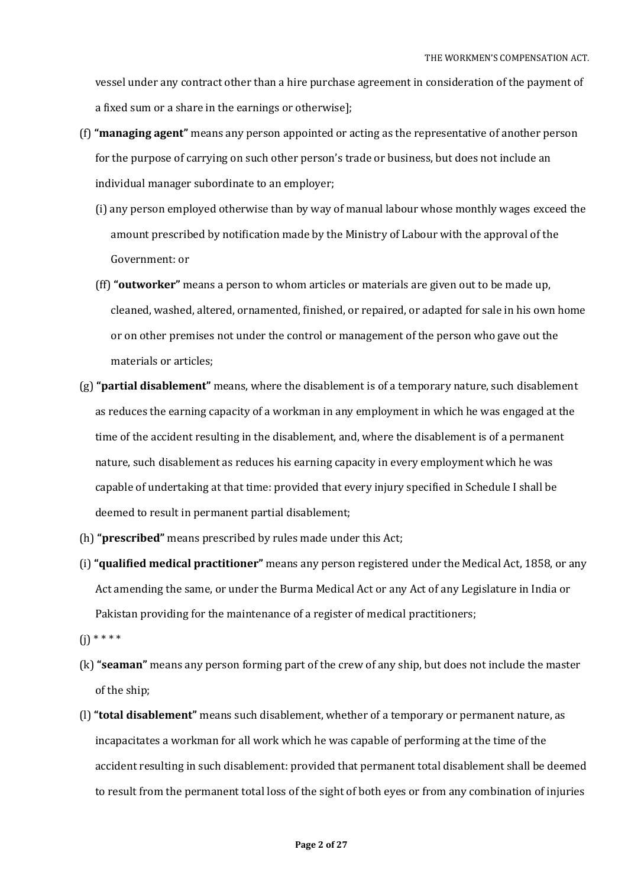vessel under any contract other than a hire purchase agreement in consideration of the payment of a fixed sum or a share in the earnings or otherwise];

(f) **"managing agent"** means any person appointed or acting as the representative of another person for the purpose of carrying on such other person's trade or business, but does not include an individual manager subordinate to an employer;

(i) any person employed otherwise than by way of manual labour whose monthly wages exceed the amount prescribed by notification made by the Ministry of Labour with the approval of the Government: or

(ff) **"outworker"** means a person to whom articles or materials are given out to be made up, cleaned, washed, altered, ornamented, finished, or repaired, or adapted for sale in his own home or on other premises not under the control or management of the person who gave out the materials or articles;

(g) **"partial disablement"** means, where the disablement is of a temporary nature, such disablement as reduces the earning capacity of a workman in any employment in which he was engaged at the time of the accident resulting in the disablement, and, where the disablement is of a permanent nature, such disablement as reduces his earning capacity in every employment which he was capable of undertaking at that time: provided that every injury specified in Schedule I shall be deemed to result in permanent partial disablement;

(h) **"prescribed"** means prescribed by rules made under this Act;

(i) **"qualified medical practitioner"** means any person registered under the Medical Act, 1858, or any Act amending the same, or under the Burma Medical Act or any Act of any Legislature in India or Pakistan providing for the maintenance of a register of medical practitioners;

(j) * * * *

(k) **"seaman"** means any person forming part of the crew of any ship, but does not include the master of the ship;

(l) **"total disablement"** means such disablement, whether of a temporary or permanent nature, as incapacitates a workman for all work which he was capable of performing at the time of the accident resulting in such disablement: provided that permanent total disablement shall be deemed to result from the permanent total loss of the sight of both eyes or from any combination of injuries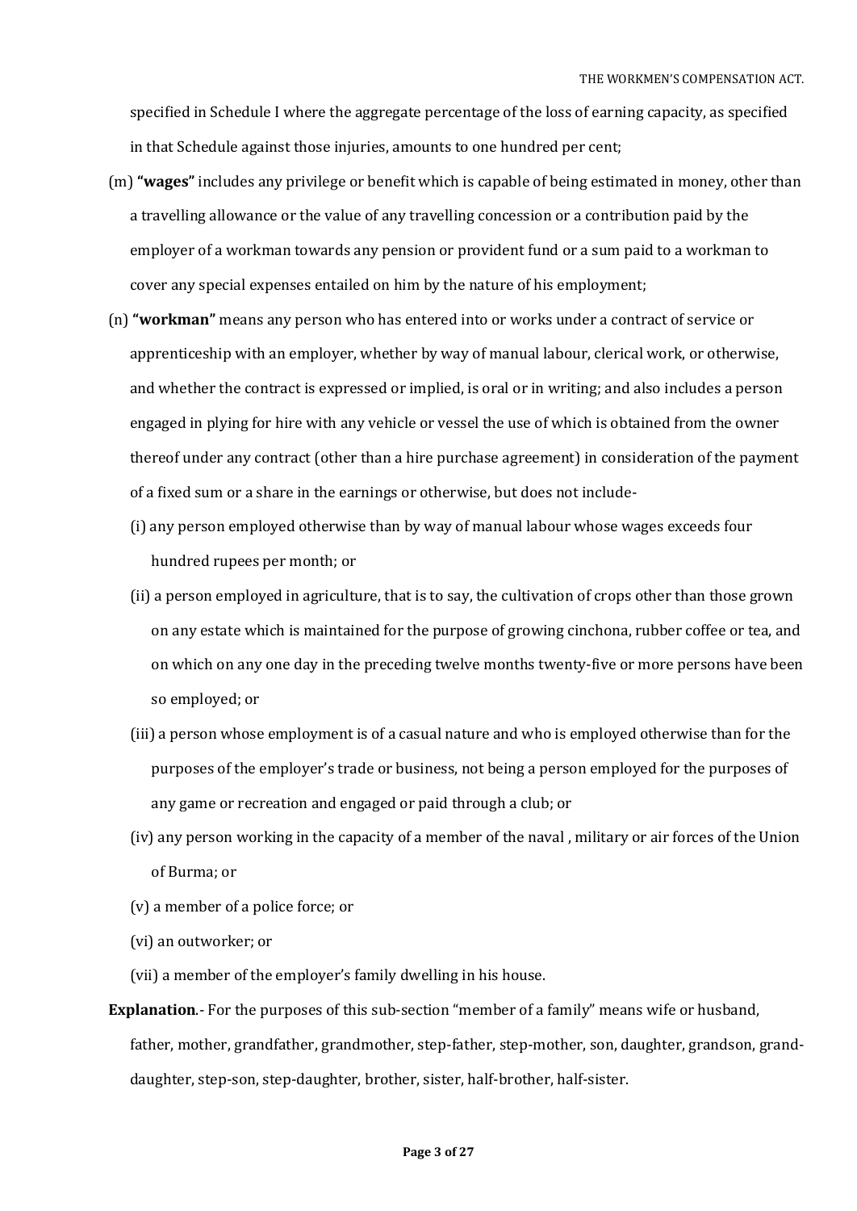specified in Schedule I where the aggregate percentage of the loss of earning capacity, as specified in that Schedule against those injuries, amounts to one hundred per cent;

(m) **"wages"** includes any privilege or benefit which is capable of being estimated in money, other than a travelling allowance or the value of any travelling concession or a contribution paid by the employer of a workman towards any pension or provident fund or a sum paid to a workman to cover any special expenses entailed on him by the nature of his employment;

(n) **"workman"** means any person who has entered into or works under a contract of service or apprenticeship with an employer, whether by way of manual labour, clerical work, or otherwise, and whether the contract is expressed or implied, is oral or in writing; and also includes a person engaged in plying for hire with any vehicle or vessel the use of which is obtained from the owner thereof under any contract (other than a hire purchase agreement) in consideration of the payment of a fixed sum or a share in the earnings or otherwise, but does not include-

(i) any person employed otherwise than by way of manual labour whose wages exceeds four hundred rupees per month; or

(ii) a person employed in agriculture, that is to say, the cultivation of crops other than those grown on any estate which is maintained for the purpose of growing cinchona, rubber coffee or tea, and on which on any one day in the preceding twelve months twenty-five or more persons have been so employed; or

(iii) a person whose employment is of a casual nature and who is employed otherwise than for the purposes of the employer's trade or business, not being a person employed for the purposes of any game or recreation and engaged or paid through a club; or

(iv) any person working in the capacity of a member of the naval , military or air forces of the Union of Burma; or

(v) a member of a police force; or

(vi) an outworker; or

(vii) a member of the employer's family dwelling in his house.

**Explanation**.- For the purposes of this sub-section "member of a family" means wife or husband, father, mother, grandfather, grandmother, step-father, step-mother, son, daughter, grandson, grand-daughter, step-son, step-daughter, brother, sister, half-brother, half-sister.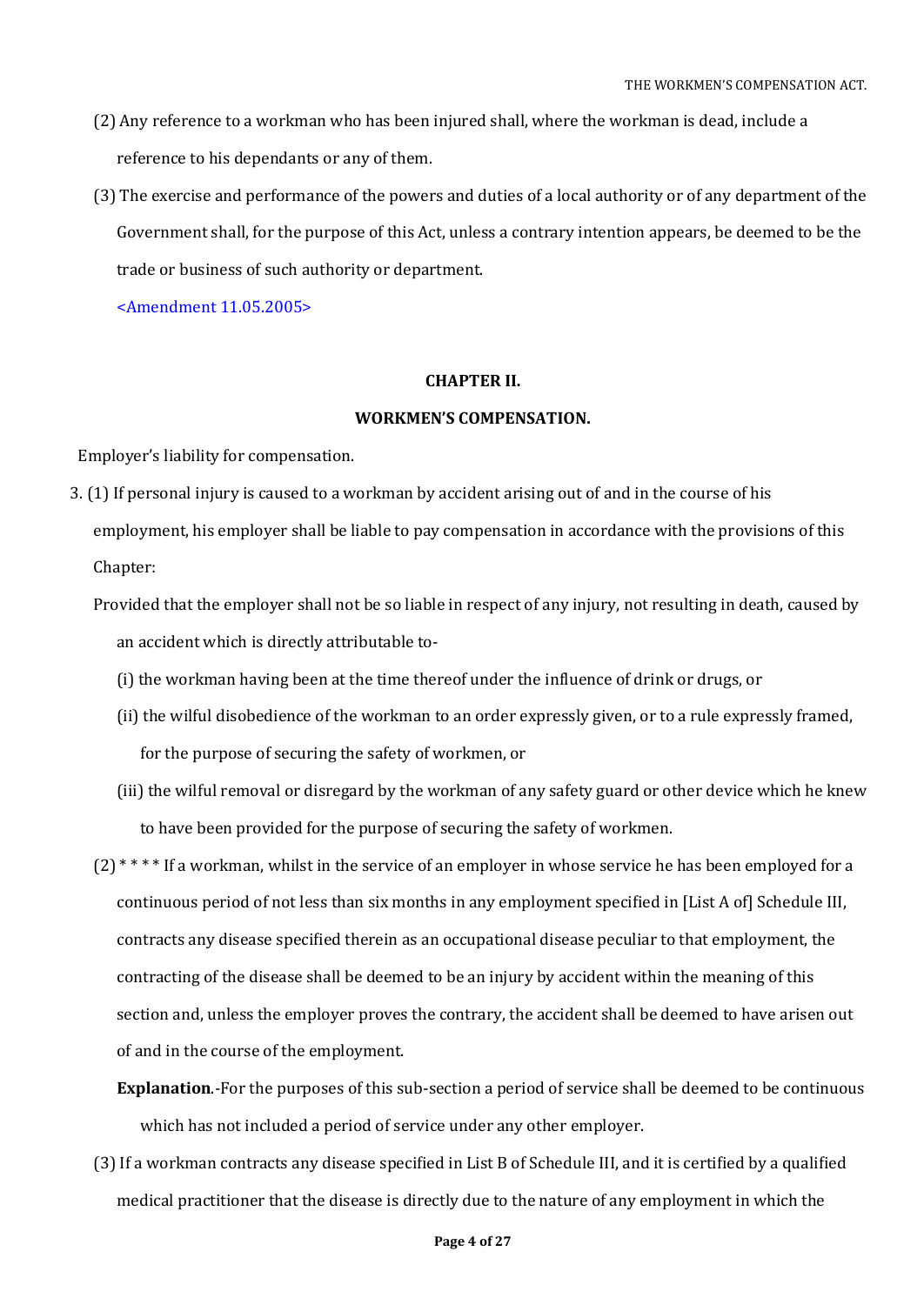(2) Any reference to a workman who has been injured shall, where the workman is dead, include a reference to his dependants or any of them.

(3) The exercise and performance of the powers and duties of a local authority or of any department of the Government shall, for the purpose of this Act, unless a contrary intention appears, be deemed to be the trade or business of such authority or department.

<Amendment 11.05.2005>

## CHAPTER II.

## WORKMEN'S COMPENSATION.

Employer's liability for compensation.

3. (1) If personal injury is caused to a workman by accident arising out of and in the course of his employment, his employer shall be liable to pay compensation in accordance with the provisions of this Chapter:

Provided that the employer shall not be so liable in respect of any injury, not resulting in death, caused by an accident which is directly attributable to-

(i) the workman having been at the time thereof under the influence of drink or drugs, or

(ii) the wilful disobedience of the workman to an order expressly given, or to a rule expressly framed, for the purpose of securing the safety of workmen, or

(iii) the wilful removal or disregard by the workman of any safety guard or other device which he knew to have been provided for the purpose of securing the safety of workmen.

(2) * * * * If a workman, whilst in the service of an employer in whose service he has been employed for a continuous period of not less than six months in any employment specified in [List A of] Schedule III, contracts any disease specified therein as an occupational disease peculiar to that employment, the contracting of the disease shall be deemed to be an injury by accident within the meaning of this section and, unless the employer proves the contrary, the accident shall be deemed to have arisen out of and in the course of the employment.

**Explanation**.-For the purposes of this sub-section a period of service shall be deemed to be continuous which has not included a period of service under any other employer.

(3) If a workman contracts any disease specified in List B of Schedule III, and it is certified by a qualified medical practitioner that the disease is directly due to the nature of any employment in which the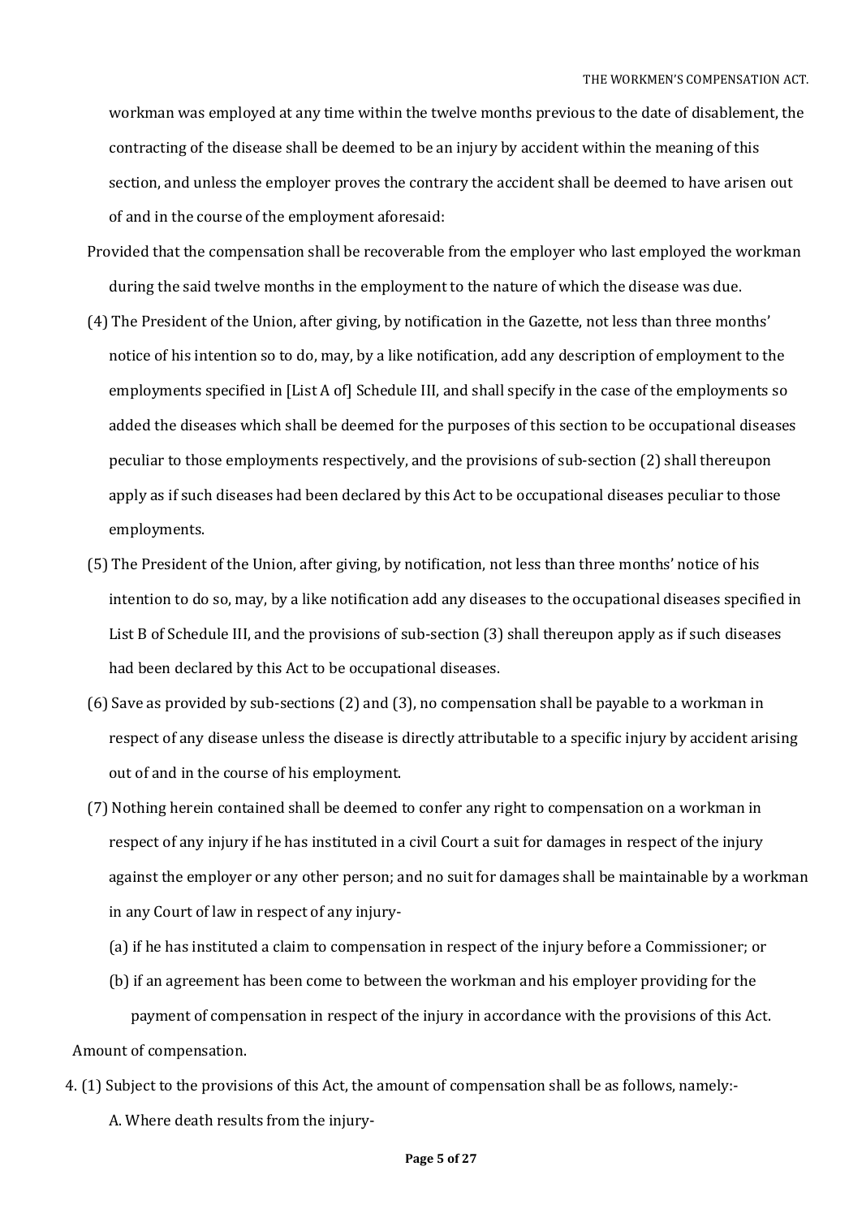workman was employed at any time within the twelve months previous to the date of disablement, the contracting of the disease shall be deemed to be an injury by accident within the meaning of this section, and unless the employer proves the contrary the accident shall be deemed to have arisen out of and in the course of the employment aforesaid:

Provided that the compensation shall be recoverable from the employer who last employed the workman during the said twelve months in the employment to the nature of which the disease was due.

(4) The President of the Union, after giving, by notification in the Gazette, not less than three months' notice of his intention so to do, may, by a like notification, add any description of employment to the employments specified in [List A of] Schedule III, and shall specify in the case of the employments so added the diseases which shall be deemed for the purposes of this section to be occupational diseases peculiar to those employments respectively, and the provisions of sub-section (2) shall thereupon apply as if such diseases had been declared by this Act to be occupational diseases peculiar to those employments.

(5) The President of the Union, after giving, by notification, not less than three months' notice of his intention to do so, may, by a like notification add any diseases to the occupational diseases specified in List B of Schedule III, and the provisions of sub-section (3) shall thereupon apply as if such diseases had been declared by this Act to be occupational diseases.

(6) Save as provided by sub-sections (2) and (3), no compensation shall be payable to a workman in respect of any disease unless the disease is directly attributable to a specific injury by accident arising out of and in the course of his employment.

(7) Nothing herein contained shall be deemed to confer any right to compensation on a workman in respect of any injury if he has instituted in a civil Court a suit for damages in respect of the injury against the employer or any other person; and no suit for damages shall be maintainable by a workman in any Court of law in respect of any injury-

(a) if he has instituted a claim to compensation in respect of the injury before a Commissioner; or

(b) if an agreement has been come to between the workman and his employer providing for the payment of compensation in respect of the injury in accordance with the provisions of this Act.

Amount of compensation.

4. (1) Subject to the provisions of this Act, the amount of compensation shall be as follows, namely:-

A. Where death results from the injury-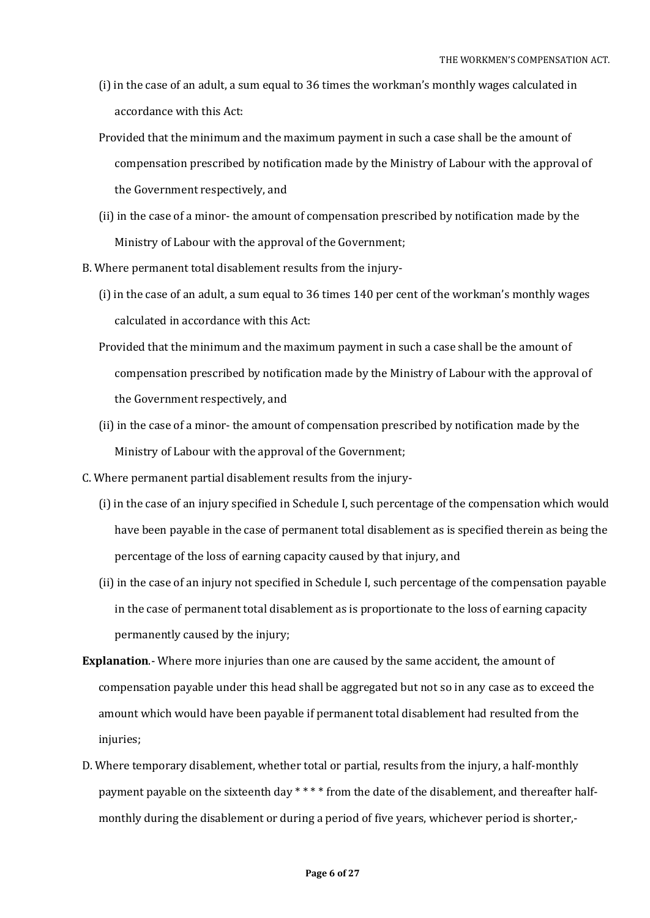(i) in the case of an adult, a sum equal to 36 times the workman's monthly wages calculated in accordance with this Act:

Provided that the minimum and the maximum payment in such a case shall be the amount of compensation prescribed by notification made by the Ministry of Labour with the approval of the Government respectively, and

(ii) in the case of a minor- the amount of compensation prescribed by notification made by the Ministry of Labour with the approval of the Government;

B. Where permanent total disablement results from the injury-

(i) in the case of an adult, a sum equal to 36 times 140 per cent of the workman's monthly wages calculated in accordance with this Act:

Provided that the minimum and the maximum payment in such a case shall be the amount of compensation prescribed by notification made by the Ministry of Labour with the approval of the Government respectively, and

(ii) in the case of a minor- the amount of compensation prescribed by notification made by the Ministry of Labour with the approval of the Government;

C. Where permanent partial disablement results from the injury-

(i) in the case of an injury specified in Schedule I, such percentage of the compensation which would have been payable in the case of permanent total disablement as is specified therein as being the percentage of the loss of earning capacity caused by that injury, and

(ii) in the case of an injury not specified in Schedule I, such percentage of the compensation payable in the case of permanent total disablement as is proportionate to the loss of earning capacity permanently caused by the injury;

**Explanation**.- Where more injuries than one are caused by the same accident, the amount of compensation payable under this head shall be aggregated but not so in any case as to exceed the amount which would have been payable if permanent total disablement had resulted from the injuries;

D. Where temporary disablement, whether total or partial, results from the injury, a half-monthly payment payable on the sixteenth day * * * * from the date of the disablement, and thereafter half-monthly during the disablement or during a period of five years, whichever period is shorter,-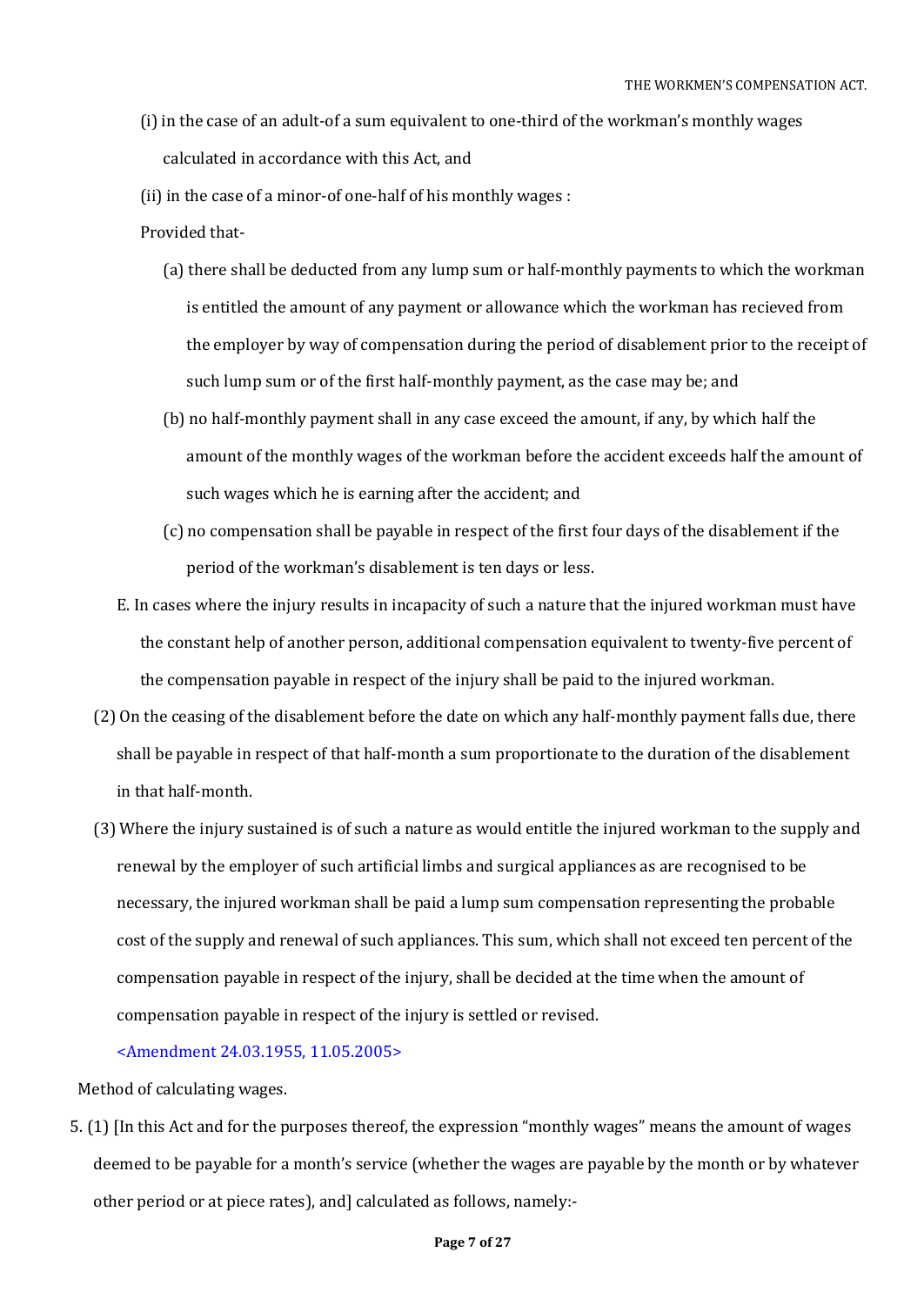(i) in the case of an adult-of a sum equivalent to one-third of the workman's monthly wages calculated in accordance with this Act, and

(ii) in the case of a minor-of one-half of his monthly wages :

Provided that-

(a) there shall be deducted from any lump sum or half-monthly payments to which the workman is entitled the amount of any payment or allowance which the workman has recieved from the employer by way of compensation during the period of disablement prior to the receipt of such lump sum or of the first half-monthly payment, as the case may be; and

(b) no half-monthly payment shall in any case exceed the amount, if any, by which half the amount of the monthly wages of the workman before the accident exceeds half the amount of such wages which he is earning after the accident; and

(c) no compensation shall be payable in respect of the first four days of the disablement if the period of the workman's disablement is ten days or less.

E. In cases where the injury results in incapacity of such a nature that the injured workman must have the constant help of another person, additional compensation equivalent to twenty-five percent of the compensation payable in respect of the injury shall be paid to the injured workman.

(2) On the ceasing of the disablement before the date on which any half-monthly payment falls due, there shall be payable in respect of that half-month a sum proportionate to the duration of the disablement in that half-month.

(3) Where the injury sustained is of such a nature as would entitle the injured workman to the supply and renewal by the employer of such artificial limbs and surgical appliances as are recognised to be necessary, the injured workman shall be paid a lump sum compensation representing the probable cost of the supply and renewal of such appliances. This sum, which shall not exceed ten percent of the compensation payable in respect of the injury, shall be decided at the time when the amount of compensation payable in respect of the injury is settled or revised.

<Amendment 24.03.1955, 11.05.2005>

Method of calculating wages.

5. (1) [In this Act and for the purposes thereof, the expression "monthly wages" means the amount of wages deemed to be payable for a month's service (whether the wages are payable by the month or by whatever other period or at piece rates), and] calculated as follows, namely:-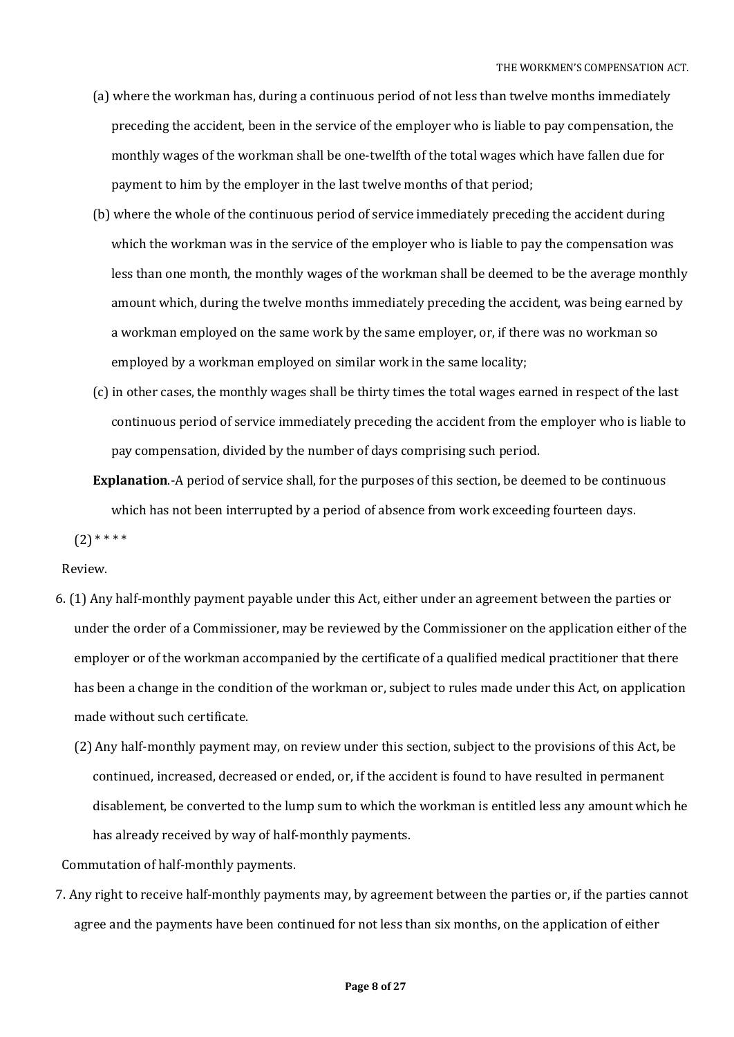(a) where the workman has, during a continuous period of not less than twelve months immediately preceding the accident, been in the service of the employer who is liable to pay compensation, the monthly wages of the workman shall be one-twelfth of the total wages which have fallen due for payment to him by the employer in the last twelve months of that period;

(b) where the whole of the continuous period of service immediately preceding the accident during which the workman was in the service of the employer who is liable to pay the compensation was less than one month, the monthly wages of the workman shall be deemed to be the average monthly amount which, during the twelve months immediately preceding the accident, was being earned by a workman employed on the same work by the same employer, or, if there was no workman so employed by a workman employed on similar work in the same locality;

(c) in other cases, the monthly wages shall be thirty times the total wages earned in respect of the last continuous period of service immediately preceding the accident from the employer who is liable to pay compensation, divided by the number of days comprising such period.

**Explanation**.-A period of service shall, for the purposes of this section, be deemed to be continuous which has not been interrupted by a period of absence from work exceeding fourteen days.

(2) * * * *

Review.

6. (1) Any half-monthly payment payable under this Act, either under an agreement between the parties or under the order of a Commissioner, may be reviewed by the Commissioner on the application either of the employer or of the workman accompanied by the certificate of a qualified medical practitioner that there has been a change in the condition of the workman or, subject to rules made under this Act, on application made without such certificate.

(2) Any half-monthly payment may, on review under this section, subject to the provisions of this Act, be continued, increased, decreased or ended, or, if the accident is found to have resulted in permanent disablement, be converted to the lump sum to which the workman is entitled less any amount which he has already received by way of half-monthly payments.

Commutation of half-monthly payments.

7. Any right to receive half-monthly payments may, by agreement between the parties or, if the parties cannot agree and the payments have been continued for not less than six months, on the application of either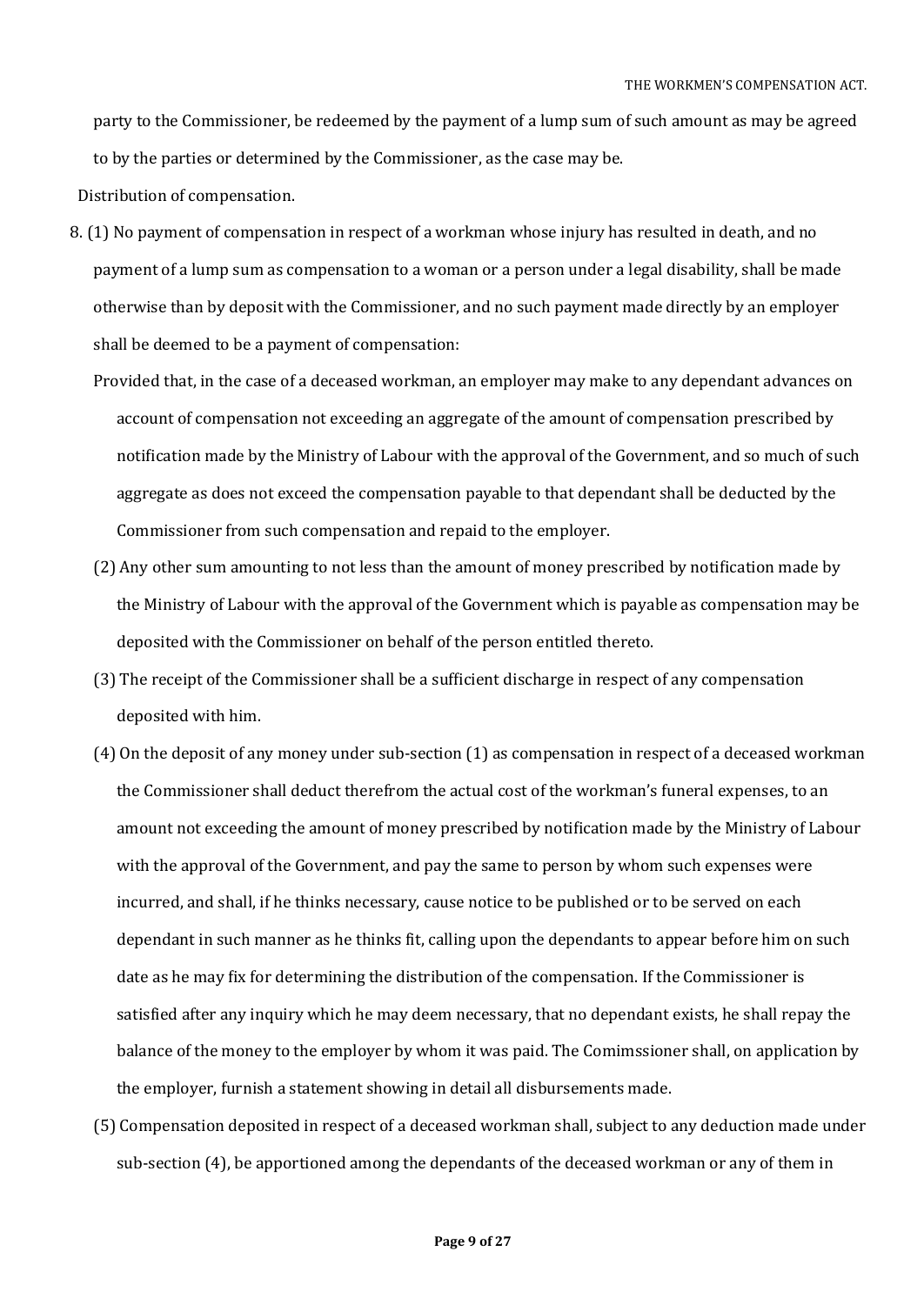party to the Commissioner, be redeemed by the payment of a lump sum of such amount as may be agreed to by the parties or determined by the Commissioner, as the case may be.

Distribution of compensation.

8. (1) No payment of compensation in respect of a workman whose injury has resulted in death, and no payment of a lump sum as compensation to a woman or a person under a legal disability, shall be made otherwise than by deposit with the Commissioner, and no such payment made directly by an employer shall be deemed to be a payment of compensation:

Provided that, in the case of a deceased workman, an employer may make to any dependant advances on account of compensation not exceeding an aggregate of the amount of compensation prescribed by notification made by the Ministry of Labour with the approval of the Government, and so much of such aggregate as does not exceed the compensation payable to that dependant shall be deducted by the Commissioner from such compensation and repaid to the employer.

(2) Any other sum amounting to not less than the amount of money prescribed by notification made by the Ministry of Labour with the approval of the Government which is payable as compensation may be deposited with the Commissioner on behalf of the person entitled thereto.

(3) The receipt of the Commissioner shall be a sufficient discharge in respect of any compensation deposited with him.

(4) On the deposit of any money under sub-section (1) as compensation in respect of a deceased workman the Commissioner shall deduct therefrom the actual cost of the workman's funeral expenses, to an amount not exceeding the amount of money prescribed by notification made by the Ministry of Labour with the approval of the Government, and pay the same to person by whom such expenses were incurred, and shall, if he thinks necessary, cause notice to be published or to be served on each dependant in such manner as he thinks fit, calling upon the dependants to appear before him on such date as he may fix for determining the distribution of the compensation. If the Commissioner is satisfied after any inquiry which he may deem necessary, that no dependant exists, he shall repay the balance of the money to the employer by whom it was paid. The Comimssioner shall, on application by the employer, furnish a statement showing in detail all disbursements made.

(5) Compensation deposited in respect of a deceased workman shall, subject to any deduction made under sub-section (4), be apportioned among the dependants of the deceased workman or any of them in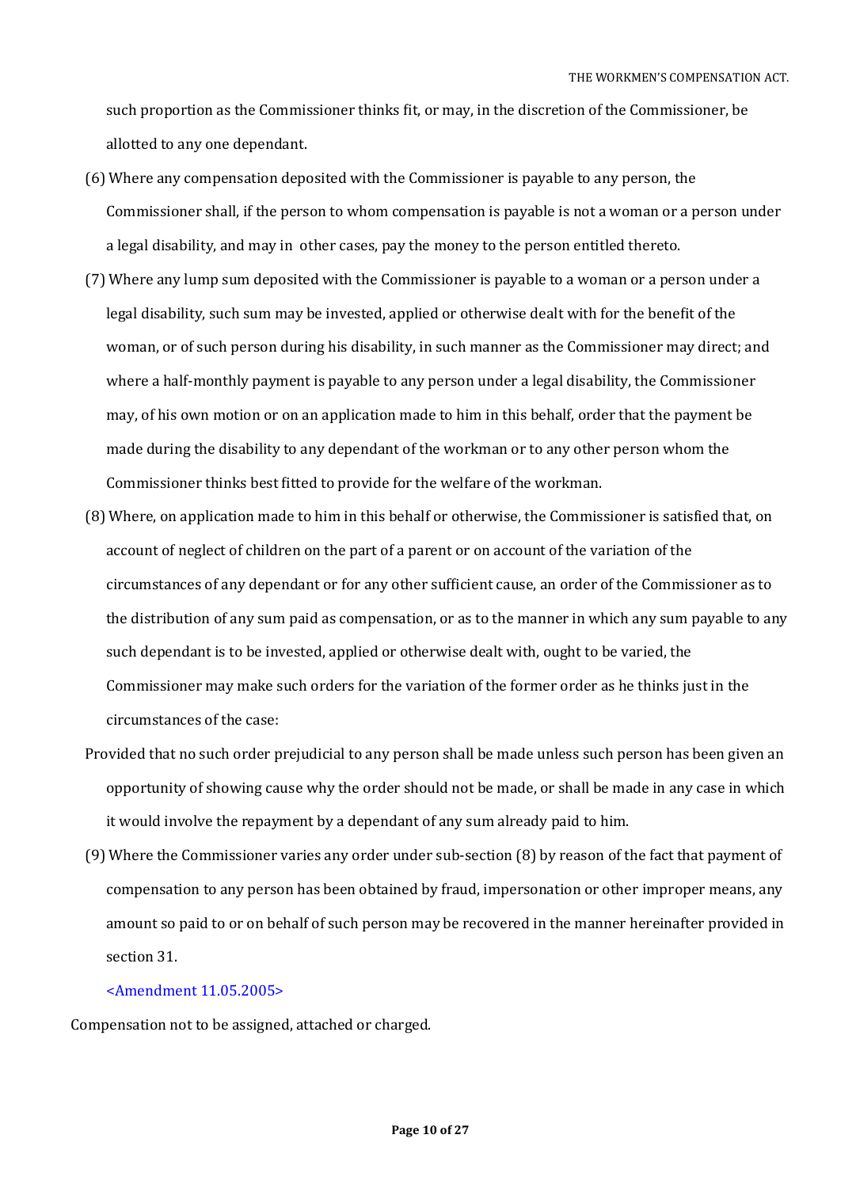such proportion as the Commissioner thinks fit, or may, in the discretion of the Commissioner, be allotted to any one dependant.

(6) Where any compensation deposited with the Commissioner is payable to any person, the Commissioner shall, if the person to whom compensation is payable is not a woman or a person under a legal disability, and may in other cases, pay the money to the person entitled thereto.

(7) Where any lump sum deposited with the Commissioner is payable to a woman or a person under a legal disability, such sum may be invested, applied or otherwise dealt with for the benefit of the woman, or of such person during his disability, in such manner as the Commissioner may direct; and where a half-monthly payment is payable to any person under a legal disability, the Commissioner may, of his own motion or on an application made to him in this behalf, order that the payment be made during the disability to any dependant of the workman or to any other person whom the Commissioner thinks best fitted to provide for the welfare of the workman.

(8) Where, on application made to him in this behalf or otherwise, the Commissioner is satisfied that, on account of neglect of children on the part of a parent or on account of the variation of the circumstances of any dependant or for any other sufficient cause, an order of the Commissioner as to the distribution of any sum paid as compensation, or as to the manner in which any sum payable to any such dependant is to be invested, applied or otherwise dealt with, ought to be varied, the Commissioner may make such orders for the variation of the former order as he thinks just in the circumstances of the case:

Provided that no such order prejudicial to any person shall be made unless such person has been given an opportunity of showing cause why the order should not be made, or shall be made in any case in which it would involve the repayment by a dependant of any sum already paid to him.

(9) Where the Commissioner varies any order under sub-section (8) by reason of the fact that payment of compensation to any person has been obtained by fraud, impersonation or other improper means, any amount so paid to or on behalf of such person may be recovered in the manner hereinafter provided in section 31.

<Amendment 11.05.2005>

Compensation not to be assigned, attached or charged.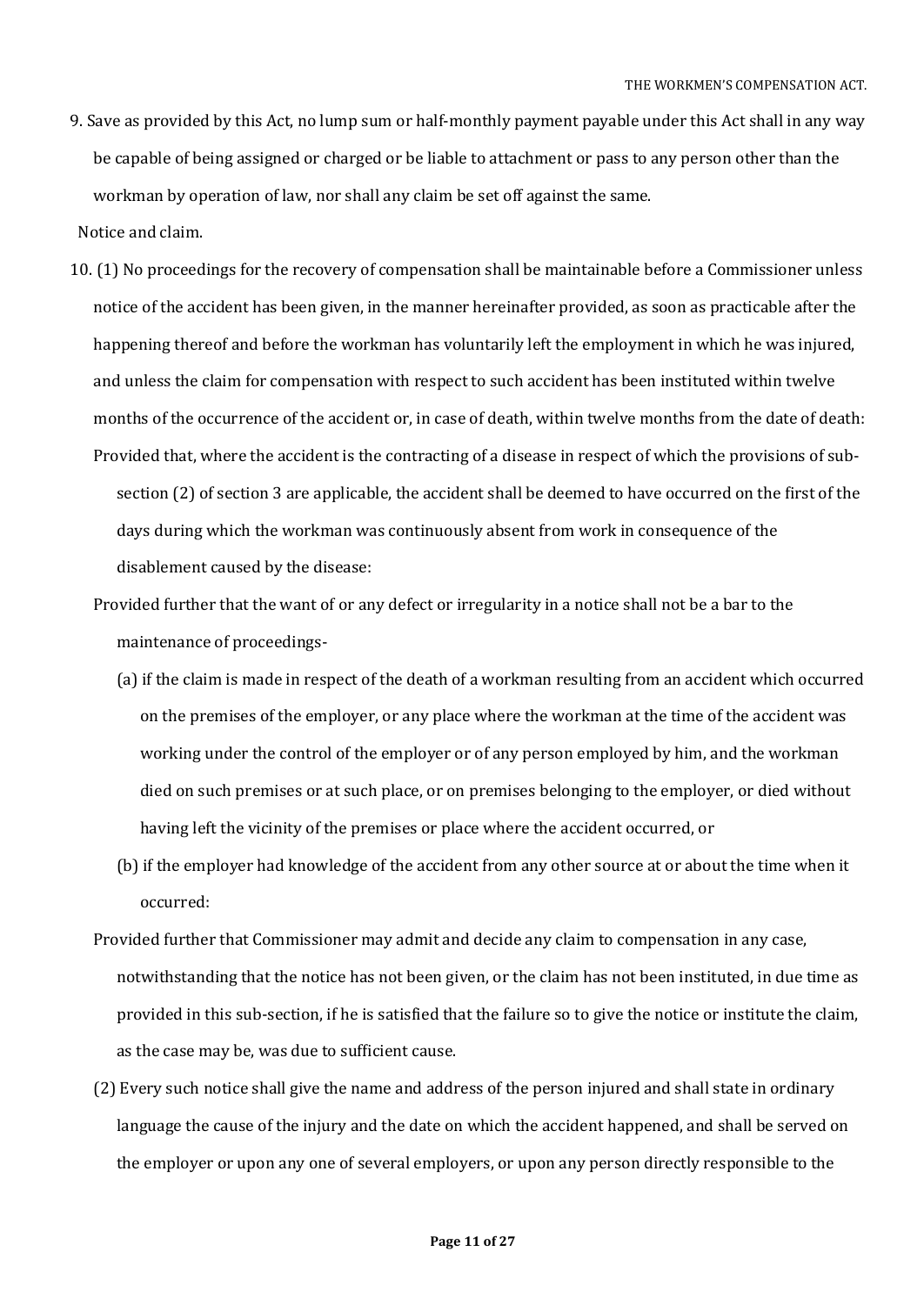9. Save as provided by this Act, no lump sum or half-monthly payment payable under this Act shall in any way be capable of being assigned or charged or be liable to attachment or pass to any person other than the workman by operation of law, nor shall any claim be set off against the same.

Notice and claim.

10. (1) No proceedings for the recovery of compensation shall be maintainable before a Commissioner unless notice of the accident has been given, in the manner hereinafter provided, as soon as practicable after the happening thereof and before the workman has voluntarily left the employment in which he was injured, and unless the claim for compensation with respect to such accident has been instituted within twelve months of the occurrence of the accident or, in case of death, within twelve months from the date of death:

Provided that, where the accident is the contracting of a disease in respect of which the provisions of sub-section (2) of section 3 are applicable, the accident shall be deemed to have occurred on the first of the days during which the workman was continuously absent from work in consequence of the disablement caused by the disease:

Provided further that the want of or any defect or irregularity in a notice shall not be a bar to the maintenance of proceedings-

(a) if the claim is made in respect of the death of a workman resulting from an accident which occurred on the premises of the employer, or any place where the workman at the time of the accident was working under the control of the employer or of any person employed by him, and the workman died on such premises or at such place, or on premises belonging to the employer, or died without having left the vicinity of the premises or place where the accident occurred, or

(b) if the employer had knowledge of the accident from any other source at or about the time when it occurred:

Provided further that Commissioner may admit and decide any claim to compensation in any case, notwithstanding that the notice has not been given, or the claim has not been instituted, in due time as provided in this sub-section, if he is satisfied that the failure so to give the notice or institute the claim, as the case may be, was due to sufficient cause.

(2) Every such notice shall give the name and address of the person injured and shall state in ordinary language the cause of the injury and the date on which the accident happened, and shall be served on the employer or upon any one of several employers, or upon any person directly responsible to the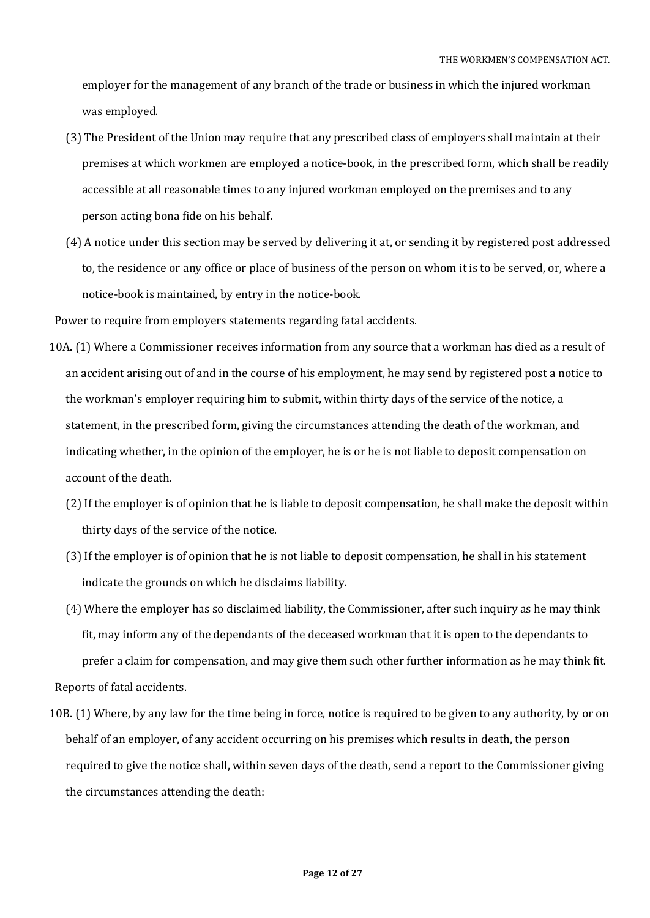employer for the management of any branch of the trade or business in which the injured workman was employed.

(3) The President of the Union may require that any prescribed class of employers shall maintain at their premises at which workmen are employed a notice-book, in the prescribed form, which shall be readily accessible at all reasonable times to any injured workman employed on the premises and to any person acting bona fide on his behalf.

(4) A notice under this section may be served by delivering it at, or sending it by registered post addressed to, the residence or any office or place of business of the person on whom it is to be served, or, where a notice-book is maintained, by entry in the notice-book.

Power to require from employers statements regarding fatal accidents.

10A. (1) Where a Commissioner receives information from any source that a workman has died as a result of an accident arising out of and in the course of his employment, he may send by registered post a notice to the workman's employer requiring him to submit, within thirty days of the service of the notice, a statement, in the prescribed form, giving the circumstances attending the death of the workman, and indicating whether, in the opinion of the employer, he is or he is not liable to deposit compensation on account of the death.

(2) If the employer is of opinion that he is liable to deposit compensation, he shall make the deposit within thirty days of the service of the notice.

(3) If the employer is of opinion that he is not liable to deposit compensation, he shall in his statement indicate the grounds on which he disclaims liability.

(4) Where the employer has so disclaimed liability, the Commissioner, after such inquiry as he may think fit, may inform any of the dependants of the deceased workman that it is open to the dependants to prefer a claim for compensation, and may give them such other further information as he may think fit.

Reports of fatal accidents.

10B. (1) Where, by any law for the time being in force, notice is required to be given to any authority, by or on behalf of an employer, of any accident occurring on his premises which results in death, the person required to give the notice shall, within seven days of the death, send a report to the Commissioner giving the circumstances attending the death: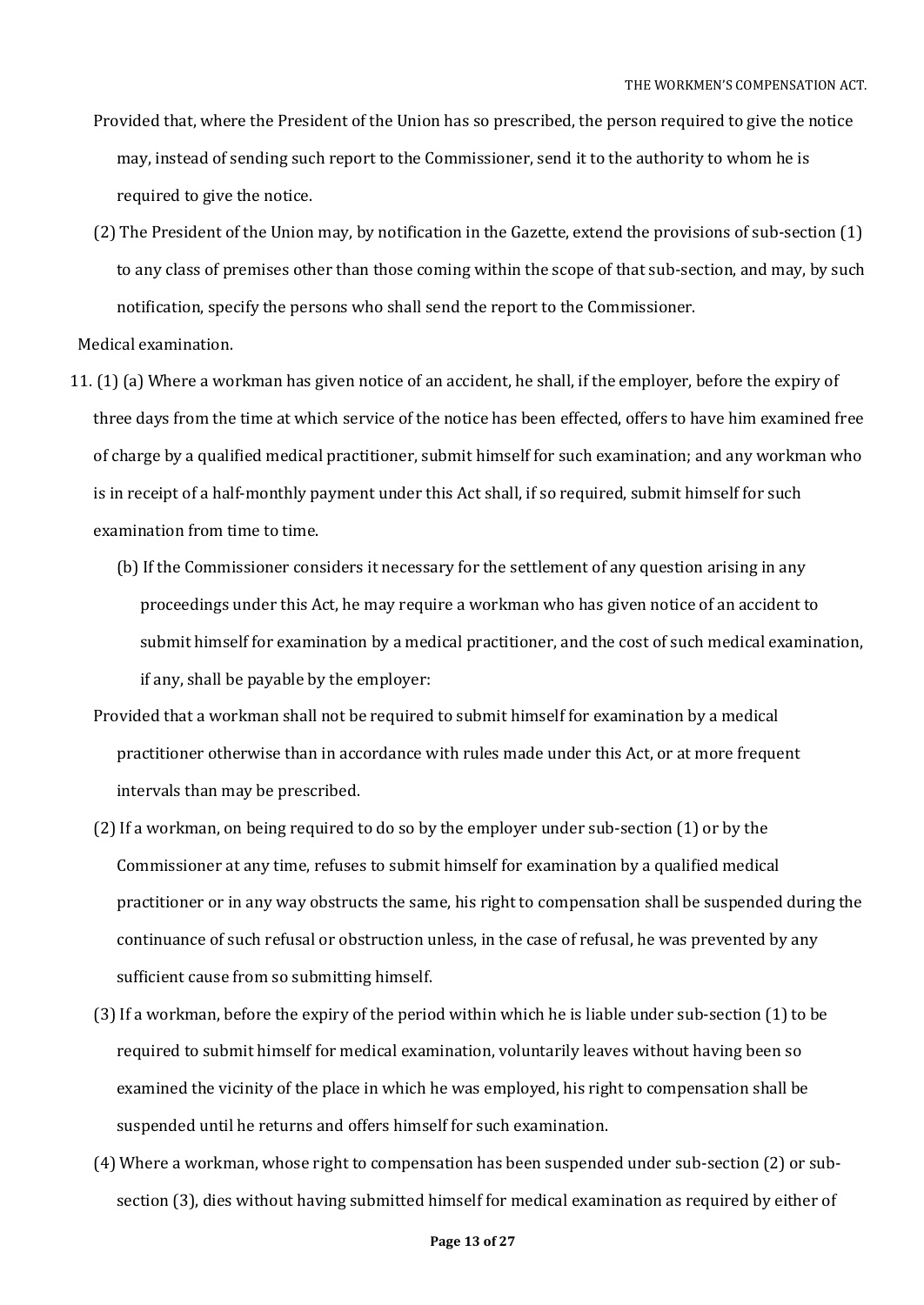Provided that, where the President of the Union has so prescribed, the person required to give the notice may, instead of sending such report to the Commissioner, send it to the authority to whom he is required to give the notice.

(2) The President of the Union may, by notification in the Gazette, extend the provisions of sub-section (1) to any class of premises other than those coming within the scope of that sub-section, and may, by such notification, specify the persons who shall send the report to the Commissioner.

Medical examination.

11. (1) (a) Where a workman has given notice of an accident, he shall, if the employer, before the expiry of three days from the time at which service of the notice has been effected, offers to have him examined free of charge by a qualified medical practitioner, submit himself for such examination; and any workman who is in receipt of a half-monthly payment under this Act shall, if so required, submit himself for such examination from time to time.

(b) If the Commissioner considers it necessary for the settlement of any question arising in any proceedings under this Act, he may require a workman who has given notice of an accident to submit himself for examination by a medical practitioner, and the cost of such medical examination, if any, shall be payable by the employer:

Provided that a workman shall not be required to submit himself for examination by a medical practitioner otherwise than in accordance with rules made under this Act, or at more frequent intervals than may be prescribed.

(2) If a workman, on being required to do so by the employer under sub-section (1) or by the Commissioner at any time, refuses to submit himself for examination by a qualified medical practitioner or in any way obstructs the same, his right to compensation shall be suspended during the continuance of such refusal or obstruction unless, in the case of refusal, he was prevented by any sufficient cause from so submitting himself.

(3) If a workman, before the expiry of the period within which he is liable under sub-section (1) to be required to submit himself for medical examination, voluntarily leaves without having been so examined the vicinity of the place in which he was employed, his right to compensation shall be suspended until he returns and offers himself for such examination.

(4) Where a workman, whose right to compensation has been suspended under sub-section (2) or sub-section (3), dies without having submitted himself for medical examination as required by either of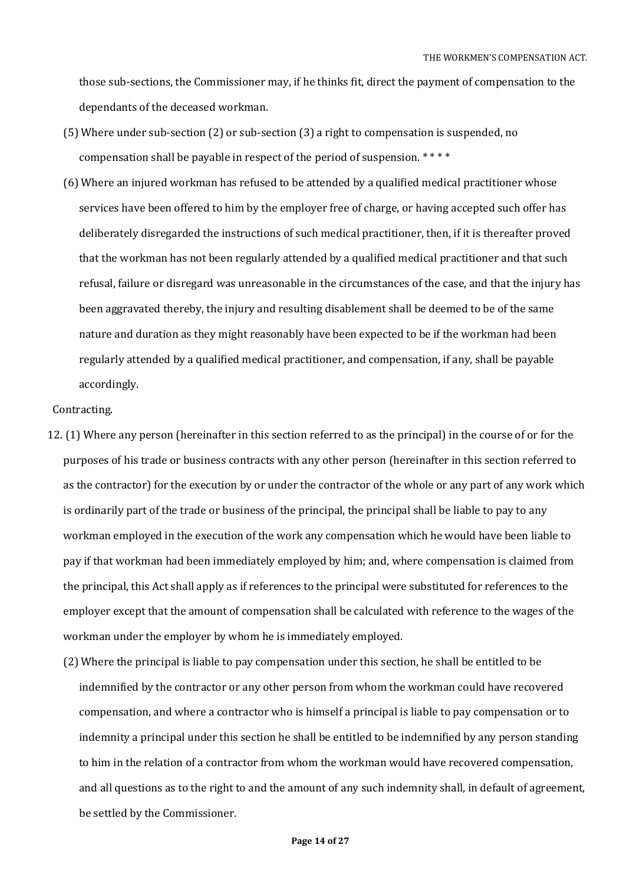those sub-sections, the Commissioner may, if he thinks fit, direct the payment of compensation to the dependants of the deceased workman.

(5) Where under sub-section (2) or sub-section (3) a right to compensation is suspended, no compensation shall be payable in respect of the period of suspension. * * * *

(6) Where an injured workman has refused to be attended by a qualified medical practitioner whose services have been offered to him by the employer free of charge, or having accepted such offer has deliberately disregarded the instructions of such medical practitioner, then, if it is thereafter proved that the workman has not been regularly attended by a qualified medical practitioner and that such refusal, failure or disregard was unreasonable in the circumstances of the case, and that the injury has been aggravated thereby, the injury and resulting disablement shall be deemed to be of the same nature and duration as they might reasonably have been expected to be if the workman had been regularly attended by a qualified medical practitioner, and compensation, if any, shall be payable accordingly.

Contracting.

12. (1) Where any person (hereinafter in this section referred to as the principal) in the course of or for the purposes of his trade or business contracts with any other person (hereinafter in this section referred to as the contractor) for the execution by or under the contractor of the whole or any part of any work which is ordinarily part of the trade or business of the principal, the principal shall be liable to pay to any workman employed in the execution of the work any compensation which he would have been liable to pay if that workman had been immediately employed by him; and, where compensation is claimed from the principal, this Act shall apply as if references to the principal were substituted for references to the employer except that the amount of compensation shall be calculated with reference to the wages of the workman under the employer by whom he is immediately employed.

(2) Where the principal is liable to pay compensation under this section, he shall be entitled to be indemnified by the contractor or any other person from whom the workman could have recovered compensation, and where a contractor who is himself a principal is liable to pay compensation or to indemnity a principal under this section he shall be entitled to be indemnified by any person standing to him in the relation of a contractor from whom the workman would have recovered compensation, and all questions as to the right to and the amount of any such indemnity shall, in default of agreement, be settled by the Commissioner.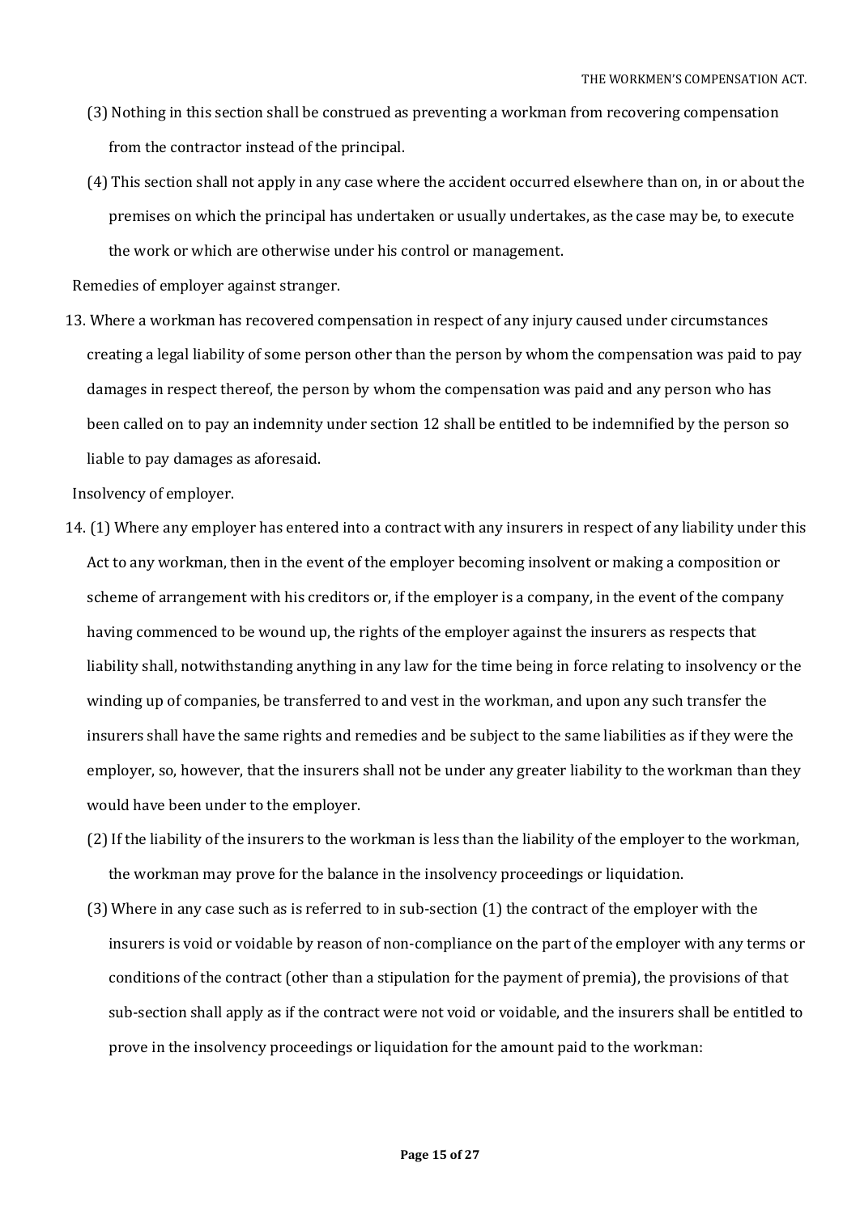(3) Nothing in this section shall be construed as preventing a workman from recovering compensation from the contractor instead of the principal.

(4) This section shall not apply in any case where the accident occurred elsewhere than on, in or about the premises on which the principal has undertaken or usually undertakes, as the case may be, to execute the work or which are otherwise under his control or management.

Remedies of employer against stranger.

13. Where a workman has recovered compensation in respect of any injury caused under circumstances creating a legal liability of some person other than the person by whom the compensation was paid to pay damages in respect thereof, the person by whom the compensation was paid and any person who has been called on to pay an indemnity under section 12 shall be entitled to be indemnified by the person so liable to pay damages as aforesaid.

Insolvency of employer.

14. (1) Where any employer has entered into a contract with any insurers in respect of any liability under this Act to any workman, then in the event of the employer becoming insolvent or making a composition or scheme of arrangement with his creditors or, if the employer is a company, in the event of the company having commenced to be wound up, the rights of the employer against the insurers as respects that liability shall, notwithstanding anything in any law for the time being in force relating to insolvency or the winding up of companies, be transferred to and vest in the workman, and upon any such transfer the insurers shall have the same rights and remedies and be subject to the same liabilities as if they were the employer, so, however, that the insurers shall not be under any greater liability to the workman than they would have been under to the employer.

(2) If the liability of the insurers to the workman is less than the liability of the employer to the workman, the workman may prove for the balance in the insolvency proceedings or liquidation.

(3) Where in any case such as is referred to in sub-section (1) the contract of the employer with the insurers is void or voidable by reason of non-compliance on the part of the employer with any terms or conditions of the contract (other than a stipulation for the payment of premia), the provisions of that sub-section shall apply as if the contract were not void or voidable, and the insurers shall be entitled to prove in the insolvency proceedings or liquidation for the amount paid to the workman: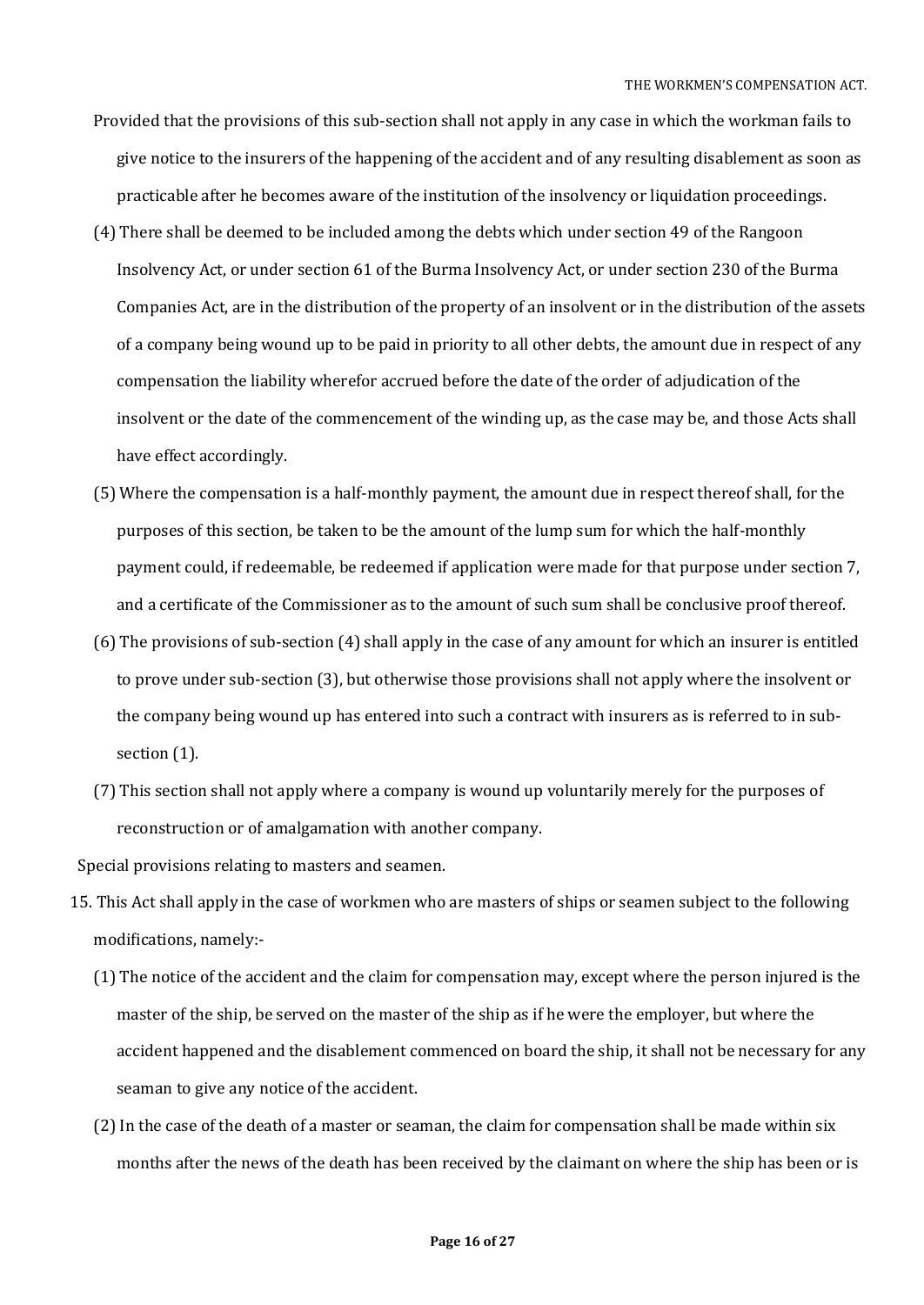Provided that the provisions of this sub-section shall not apply in any case in which the workman fails to give notice to the insurers of the happening of the accident and of any resulting disablement as soon as practicable after he becomes aware of the institution of the insolvency or liquidation proceedings.

(4) There shall be deemed to be included among the debts which under section 49 of the Rangoon Insolvency Act, or under section 61 of the Burma Insolvency Act, or under section 230 of the Burma Companies Act, are in the distribution of the property of an insolvent or in the distribution of the assets of a company being wound up to be paid in priority to all other debts, the amount due in respect of any compensation the liability wherefor accrued before the date of the order of adjudication of the insolvent or the date of the commencement of the winding up, as the case may be, and those Acts shall have effect accordingly.

(5) Where the compensation is a half-monthly payment, the amount due in respect thereof shall, for the purposes of this section, be taken to be the amount of the lump sum for which the half-monthly payment could, if redeemable, be redeemed if application were made for that purpose under section 7, and a certificate of the Commissioner as to the amount of such sum shall be conclusive proof thereof.

(6) The provisions of sub-section (4) shall apply in the case of any amount for which an insurer is entitled to prove under sub-section (3), but otherwise those provisions shall not apply where the insolvent or the company being wound up has entered into such a contract with insurers as is referred to in sub-section (1).

(7) This section shall not apply where a company is wound up voluntarily merely for the purposes of reconstruction or of amalgamation with another company.

Special provisions relating to masters and seamen.

15. This Act shall apply in the case of workmen who are masters of ships or seamen subject to the following modifications, namely:-

(1) The notice of the accident and the claim for compensation may, except where the person injured is the master of the ship, be served on the master of the ship as if he were the employer, but where the accident happened and the disablement commenced on board the ship, it shall not be necessary for any seaman to give any notice of the accident.

(2) In the case of the death of a master or seaman, the claim for compensation shall be made within six months after the news of the death has been received by the claimant on where the ship has been or is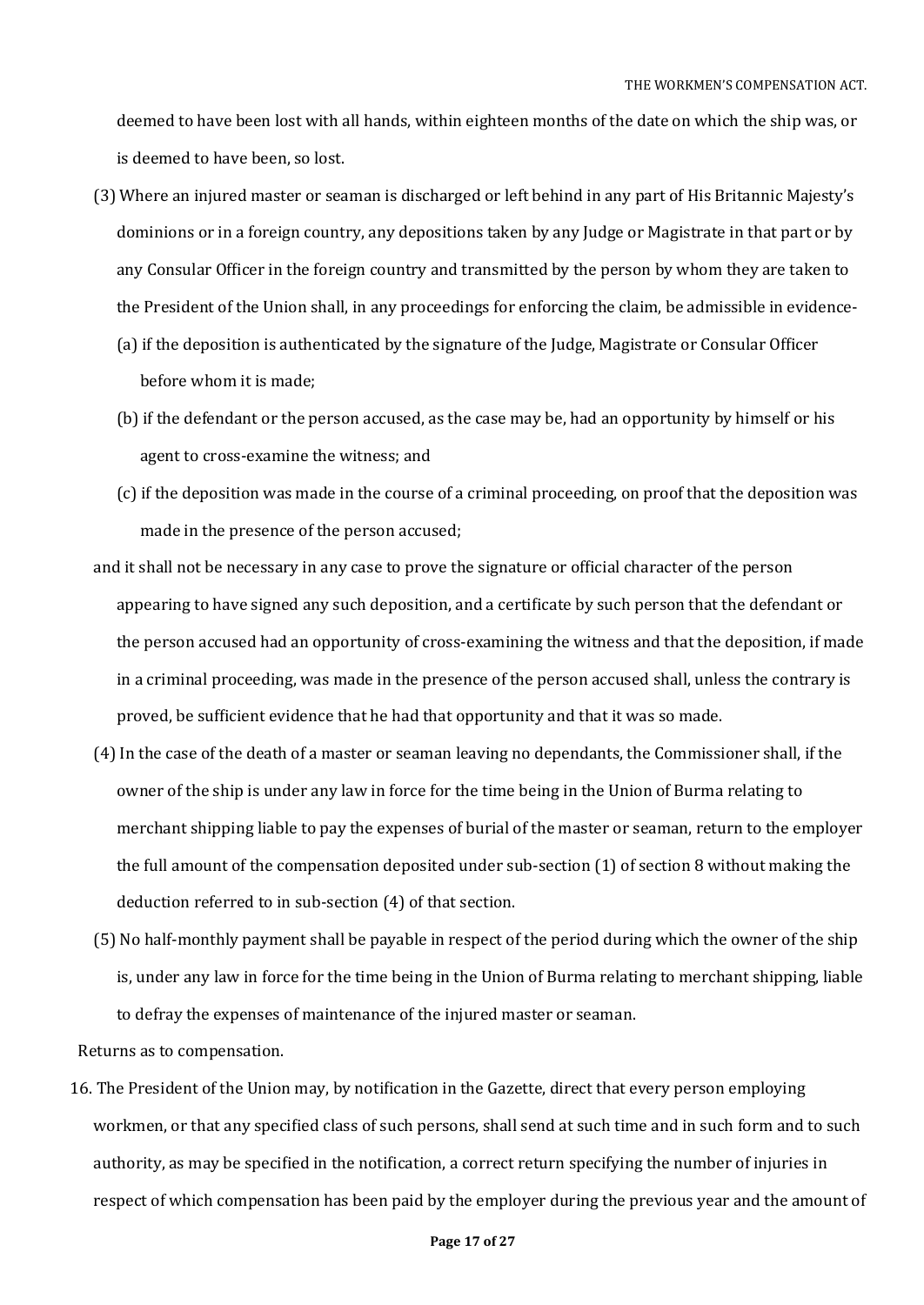deemed to have been lost with all hands, within eighteen months of the date on which the ship was, or is deemed to have been, so lost.

(3) Where an injured master or seaman is discharged or left behind in any part of His Britannic Majesty's dominions or in a foreign country, any depositions taken by any Judge or Magistrate in that part or by any Consular Officer in the foreign country and transmitted by the person by whom they are taken to the President of the Union shall, in any proceedings for enforcing the claim, be admissible in evidence-

(a) if the deposition is authenticated by the signature of the Judge, Magistrate or Consular Officer before whom it is made;

(b) if the defendant or the person accused, as the case may be, had an opportunity by himself or his agent to cross-examine the witness; and

(c) if the deposition was made in the course of a criminal proceeding, on proof that the deposition was made in the presence of the person accused;

and it shall not be necessary in any case to prove the signature or official character of the person appearing to have signed any such deposition, and a certificate by such person that the defendant or the person accused had an opportunity of cross-examining the witness and that the deposition, if made in a criminal proceeding, was made in the presence of the person accused shall, unless the contrary is proved, be sufficient evidence that he had that opportunity and that it was so made.

(4) In the case of the death of a master or seaman leaving no dependants, the Commissioner shall, if the owner of the ship is under any law in force for the time being in the Union of Burma relating to merchant shipping liable to pay the expenses of burial of the master or seaman, return to the employer the full amount of the compensation deposited under sub-section (1) of section 8 without making the deduction referred to in sub-section (4) of that section.

(5) No half-monthly payment shall be payable in respect of the period during which the owner of the ship is, under any law in force for the time being in the Union of Burma relating to merchant shipping, liable to defray the expenses of maintenance of the injured master or seaman.

Returns as to compensation.

16. The President of the Union may, by notification in the Gazette, direct that every person employing workmen, or that any specified class of such persons, shall send at such time and in such form and to such authority, as may be specified in the notification, a correct return specifying the number of injuries in respect of which compensation has been paid by the employer during the previous year and the amount of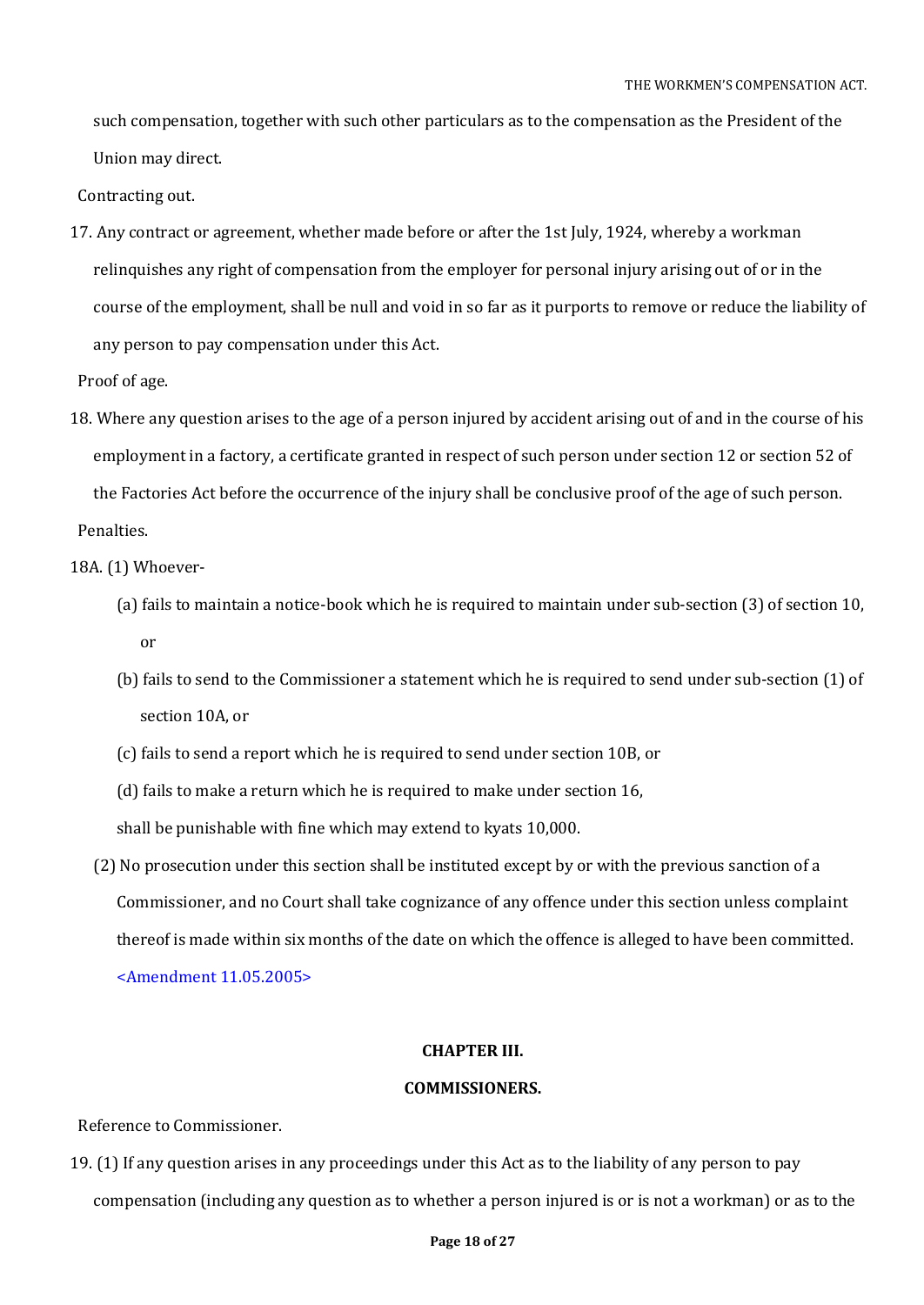such compensation, together with such other particulars as to the compensation as the President of the Union may direct.

Contracting out.

17. Any contract or agreement, whether made before or after the 1st July, 1924, whereby a workman relinquishes any right of compensation from the employer for personal injury arising out of or in the course of the employment, shall be null and void in so far as it purports to remove or reduce the liability of any person to pay compensation under this Act.

Proof of age.

18. Where any question arises to the age of a person injured by accident arising out of and in the course of his employment in a factory, a certificate granted in respect of such person under section 12 or section 52 of the Factories Act before the occurrence of the injury shall be conclusive proof of the age of such person.

Penalties.

18A. (1) Whoever-

(a) fails to maintain a notice-book which he is required to maintain under sub-section (3) of section 10, or

(b) fails to send to the Commissioner a statement which he is required to send under sub-section (1) of section 10A, or

(c) fails to send a report which he is required to send under section 10B, or

(d) fails to make a return which he is required to make under section 16,

shall be punishable with fine which may extend to kyats 10,000.

(2) No prosecution under this section shall be instituted except by or with the previous sanction of a Commissioner, and no Court shall take cognizance of any offence under this section unless complaint thereof is made within six months of the date on which the offence is alleged to have been committed. <Amendment 11.05.2005>

## CHAPTER III.

## COMMISSIONERS.

Reference to Commissioner.

19. (1) If any question arises in any proceedings under this Act as to the liability of any person to pay compensation (including any question as to whether a person injured is or is not a workman) or as to the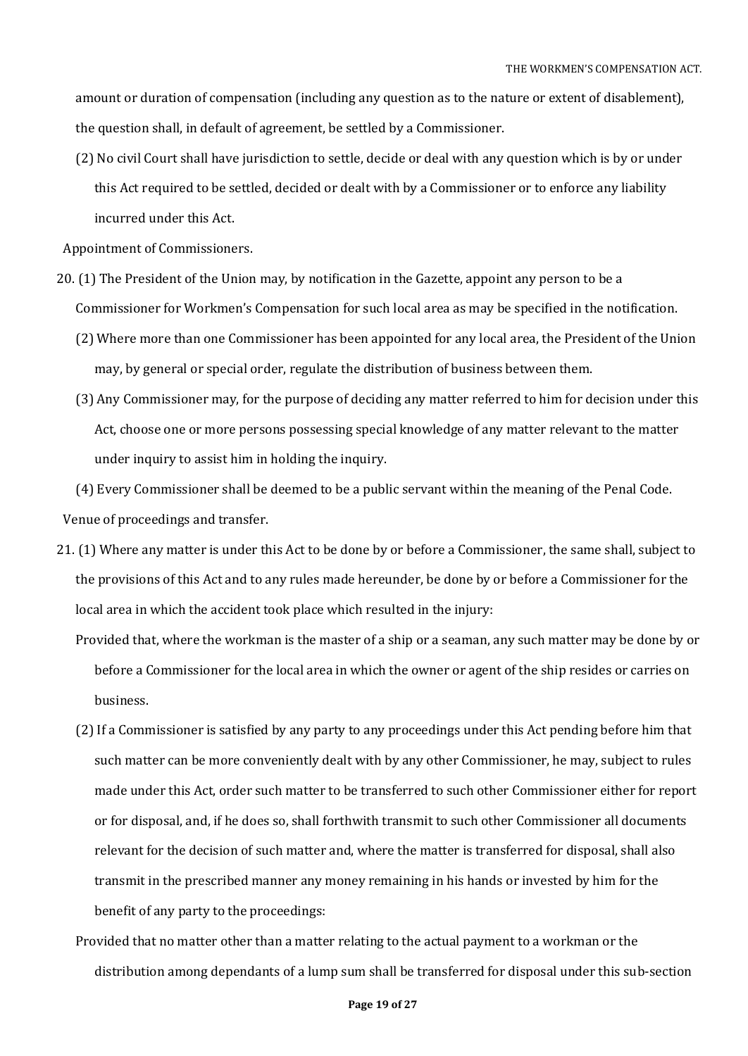amount or duration of compensation (including any question as to the nature or extent of disablement), the question shall, in default of agreement, be settled by a Commissioner.

(2) No civil Court shall have jurisdiction to settle, decide or deal with any question which is by or under this Act required to be settled, decided or dealt with by a Commissioner or to enforce any liability incurred under this Act.

Appointment of Commissioners.

20. (1) The President of the Union may, by notification in the Gazette, appoint any person to be a Commissioner for Workmen's Compensation for such local area as may be specified in the notification.

(2) Where more than one Commissioner has been appointed for any local area, the President of the Union may, by general or special order, regulate the distribution of business between them.

(3) Any Commissioner may, for the purpose of deciding any matter referred to him for decision under this Act, choose one or more persons possessing special knowledge of any matter relevant to the matter under inquiry to assist him in holding the inquiry.

(4) Every Commissioner shall be deemed to be a public servant within the meaning of the Penal Code.

Venue of proceedings and transfer.

21. (1) Where any matter is under this Act to be done by or before a Commissioner, the same shall, subject to the provisions of this Act and to any rules made hereunder, be done by or before a Commissioner for the local area in which the accident took place which resulted in the injury:

Provided that, where the workman is the master of a ship or a seaman, any such matter may be done by or before a Commissioner for the local area in which the owner or agent of the ship resides or carries on business.

(2) If a Commissioner is satisfied by any party to any proceedings under this Act pending before him that such matter can be more conveniently dealt with by any other Commissioner, he may, subject to rules made under this Act, order such matter to be transferred to such other Commissioner either for report or for disposal, and, if he does so, shall forthwith transmit to such other Commissioner all documents relevant for the decision of such matter and, where the matter is transferred for disposal, shall also transmit in the prescribed manner any money remaining in his hands or invested by him for the benefit of any party to the proceedings:

Provided that no matter other than a matter relating to the actual payment to a workman or the distribution among dependants of a lump sum shall be transferred for disposal under this sub-section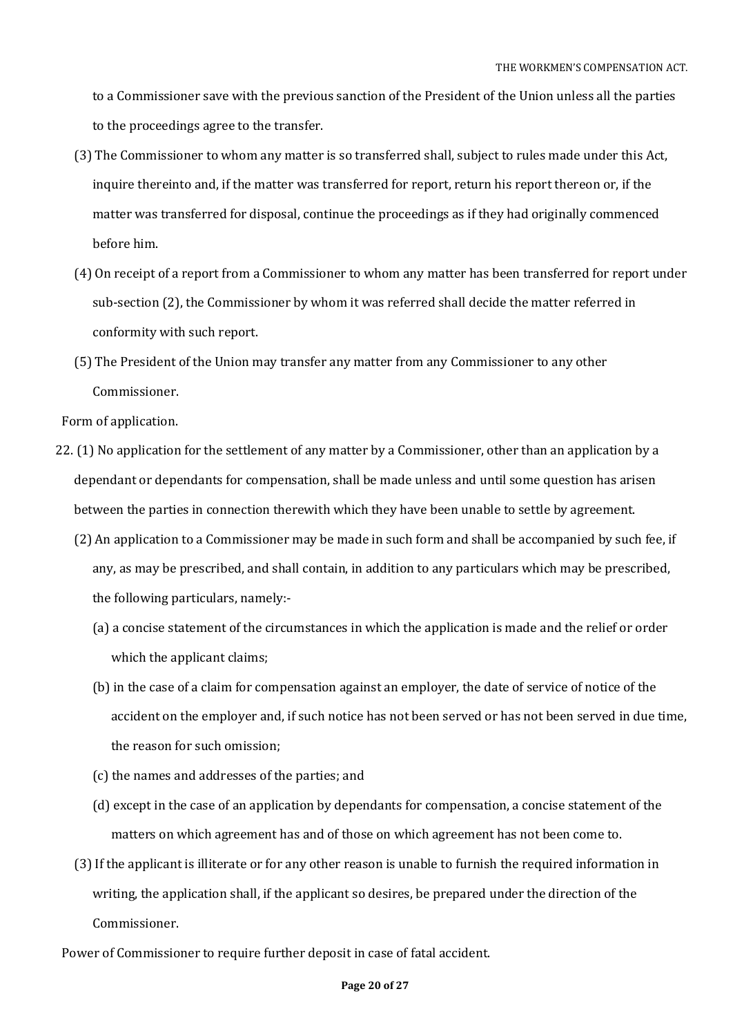to a Commissioner save with the previous sanction of the President of the Union unless all the parties to the proceedings agree to the transfer.

(3) The Commissioner to whom any matter is so transferred shall, subject to rules made under this Act, inquire thereinto and, if the matter was transferred for report, return his report thereon or, if the matter was transferred for disposal, continue the proceedings as if they had originally commenced before him.

(4) On receipt of a report from a Commissioner to whom any matter has been transferred for report under sub-section (2), the Commissioner by whom it was referred shall decide the matter referred in conformity with such report.

(5) The President of the Union may transfer any matter from any Commissioner to any other Commissioner.

Form of application.

22. (1) No application for the settlement of any matter by a Commissioner, other than an application by a dependant or dependants for compensation, shall be made unless and until some question has arisen between the parties in connection therewith which they have been unable to settle by agreement.

(2) An application to a Commissioner may be made in such form and shall be accompanied by such fee, if any, as may be prescribed, and shall contain, in addition to any particulars which may be prescribed, the following particulars, namely:-

(a) a concise statement of the circumstances in which the application is made and the relief or order which the applicant claims;

(b) in the case of a claim for compensation against an employer, the date of service of notice of the accident on the employer and, if such notice has not been served or has not been served in due time, the reason for such omission;

(c) the names and addresses of the parties; and

(d) except in the case of an application by dependants for compensation, a concise statement of the matters on which agreement has and of those on which agreement has not been come to.

(3) If the applicant is illiterate or for any other reason is unable to furnish the required information in writing, the application shall, if the applicant so desires, be prepared under the direction of the Commissioner.

Power of Commissioner to require further deposit in case of fatal accident.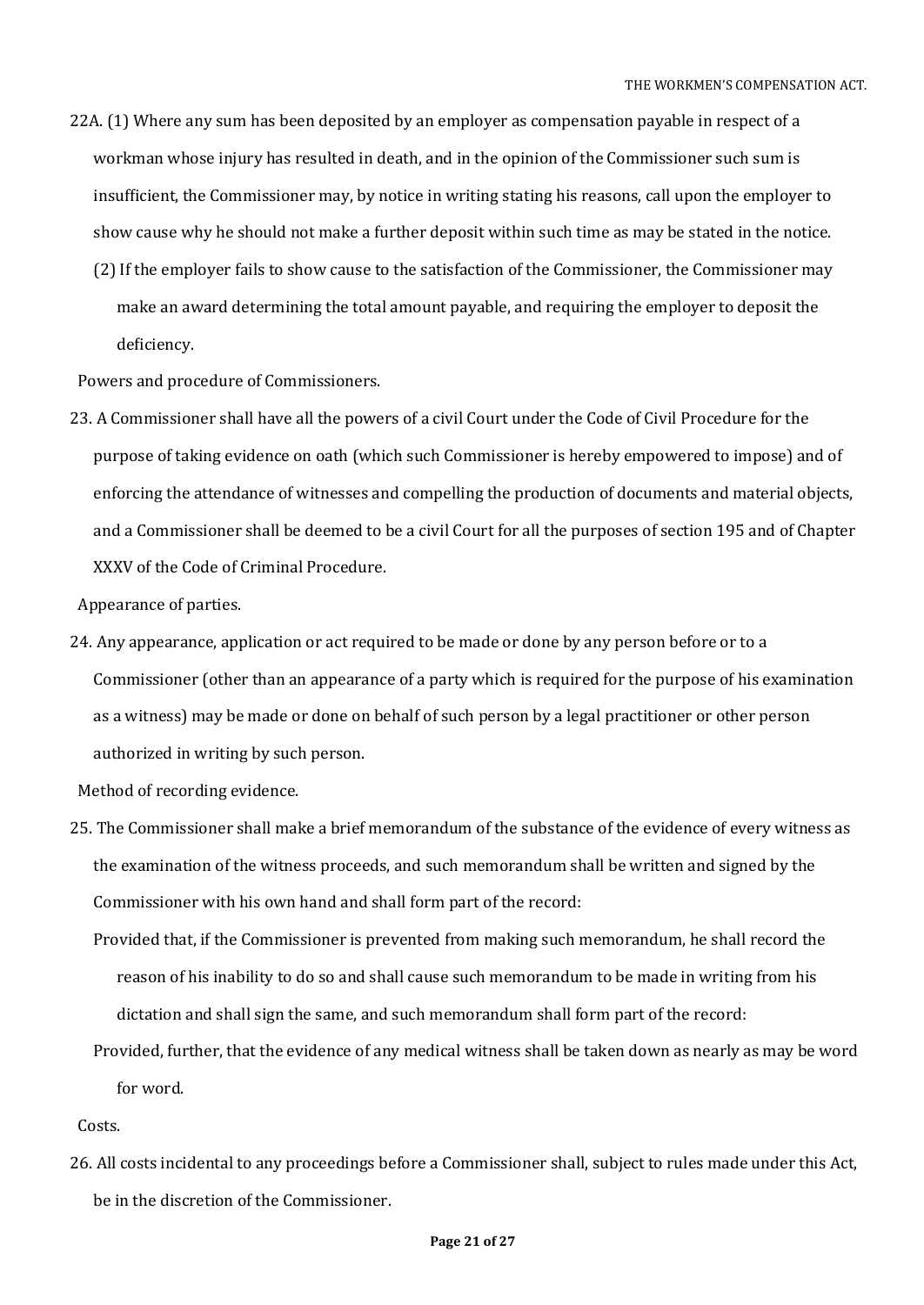22A. (1) Where any sum has been deposited by an employer as compensation payable in respect of a workman whose injury has resulted in death, and in the opinion of the Commissioner such sum is insufficient, the Commissioner may, by notice in writing stating his reasons, call upon the employer to show cause why he should not make a further deposit within such time as may be stated in the notice.

(2) If the employer fails to show cause to the satisfaction of the Commissioner, the Commissioner may make an award determining the total amount payable, and requiring the employer to deposit the deficiency.

Powers and procedure of Commissioners.

23. A Commissioner shall have all the powers of a civil Court under the Code of Civil Procedure for the purpose of taking evidence on oath (which such Commissioner is hereby empowered to impose) and of enforcing the attendance of witnesses and compelling the production of documents and material objects, and a Commissioner shall be deemed to be a civil Court for all the purposes of section 195 and of Chapter XXXV of the Code of Criminal Procedure.

Appearance of parties.

24. Any appearance, application or act required to be made or done by any person before or to a Commissioner (other than an appearance of a party which is required for the purpose of his examination as a witness) may be made or done on behalf of such person by a legal practitioner or other person authorized in writing by such person.

Method of recording evidence.

25. The Commissioner shall make a brief memorandum of the substance of the evidence of every witness as the examination of the witness proceeds, and such memorandum shall be written and signed by the Commissioner with his own hand and shall form part of the record:

Provided that, if the Commissioner is prevented from making such memorandum, he shall record the reason of his inability to do so and shall cause such memorandum to be made in writing from his dictation and shall sign the same, and such memorandum shall form part of the record:

Provided, further, that the evidence of any medical witness shall be taken down as nearly as may be word for word.

Costs.

26. All costs incidental to any proceedings before a Commissioner shall, subject to rules made under this Act, be in the discretion of the Commissioner.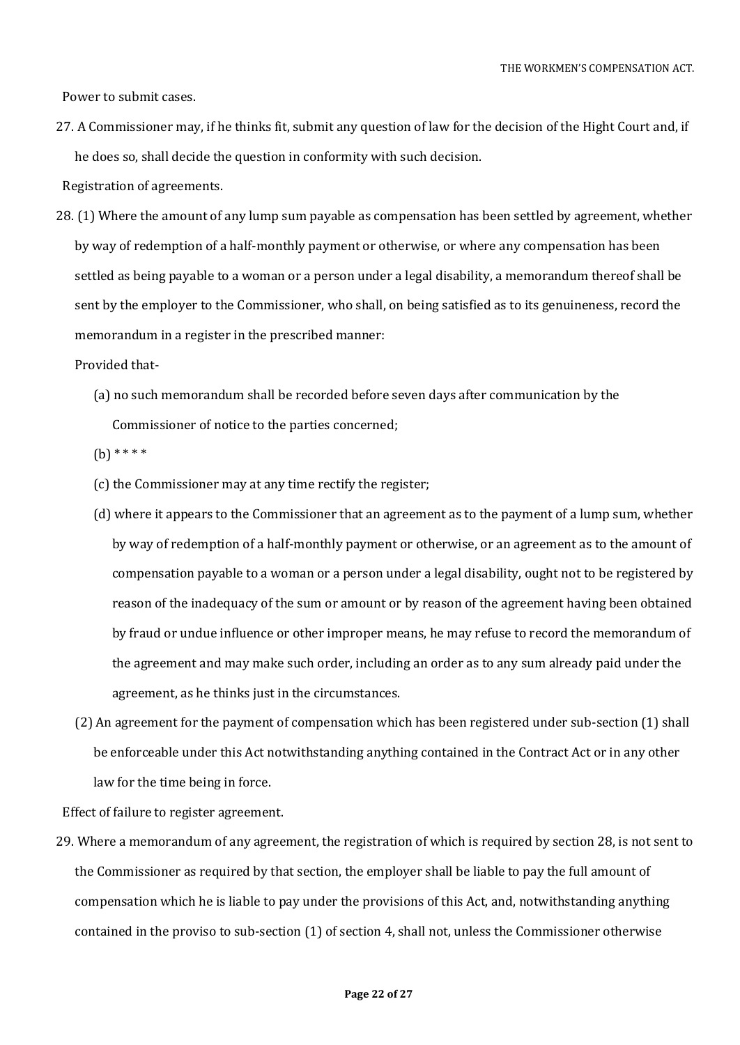Power to submit cases.

27. A Commissioner may, if he thinks fit, submit any question of law for the decision of the Hight Court and, if he does so, shall decide the question in conformity with such decision.

Registration of agreements.

28. (1) Where the amount of any lump sum payable as compensation has been settled by agreement, whether by way of redemption of a half-monthly payment or otherwise, or where any compensation has been settled as being payable to a woman or a person under a legal disability, a memorandum thereof shall be sent by the employer to the Commissioner, who shall, on being satisfied as to its genuineness, record the memorandum in a register in the prescribed manner:

Provided that-

(a) no such memorandum shall be recorded before seven days after communication by the Commissioner of notice to the parties concerned;

(b) * * * *

(c) the Commissioner may at any time rectify the register;

(d) where it appears to the Commissioner that an agreement as to the payment of a lump sum, whether by way of redemption of a half-monthly payment or otherwise, or an agreement as to the amount of compensation payable to a woman or a person under a legal disability, ought not to be registered by reason of the inadequacy of the sum or amount or by reason of the agreement having been obtained by fraud or undue influence or other improper means, he may refuse to record the memorandum of the agreement and may make such order, including an order as to any sum already paid under the agreement, as he thinks just in the circumstances.

(2) An agreement for the payment of compensation which has been registered under sub-section (1) shall be enforceable under this Act notwithstanding anything contained in the Contract Act or in any other law for the time being in force.

Effect of failure to register agreement.

29. Where a memorandum of any agreement, the registration of which is required by section 28, is not sent to the Commissioner as required by that section, the employer shall be liable to pay the full amount of compensation which he is liable to pay under the provisions of this Act, and, notwithstanding anything contained in the proviso to sub-section (1) of section 4, shall not, unless the Commissioner otherwise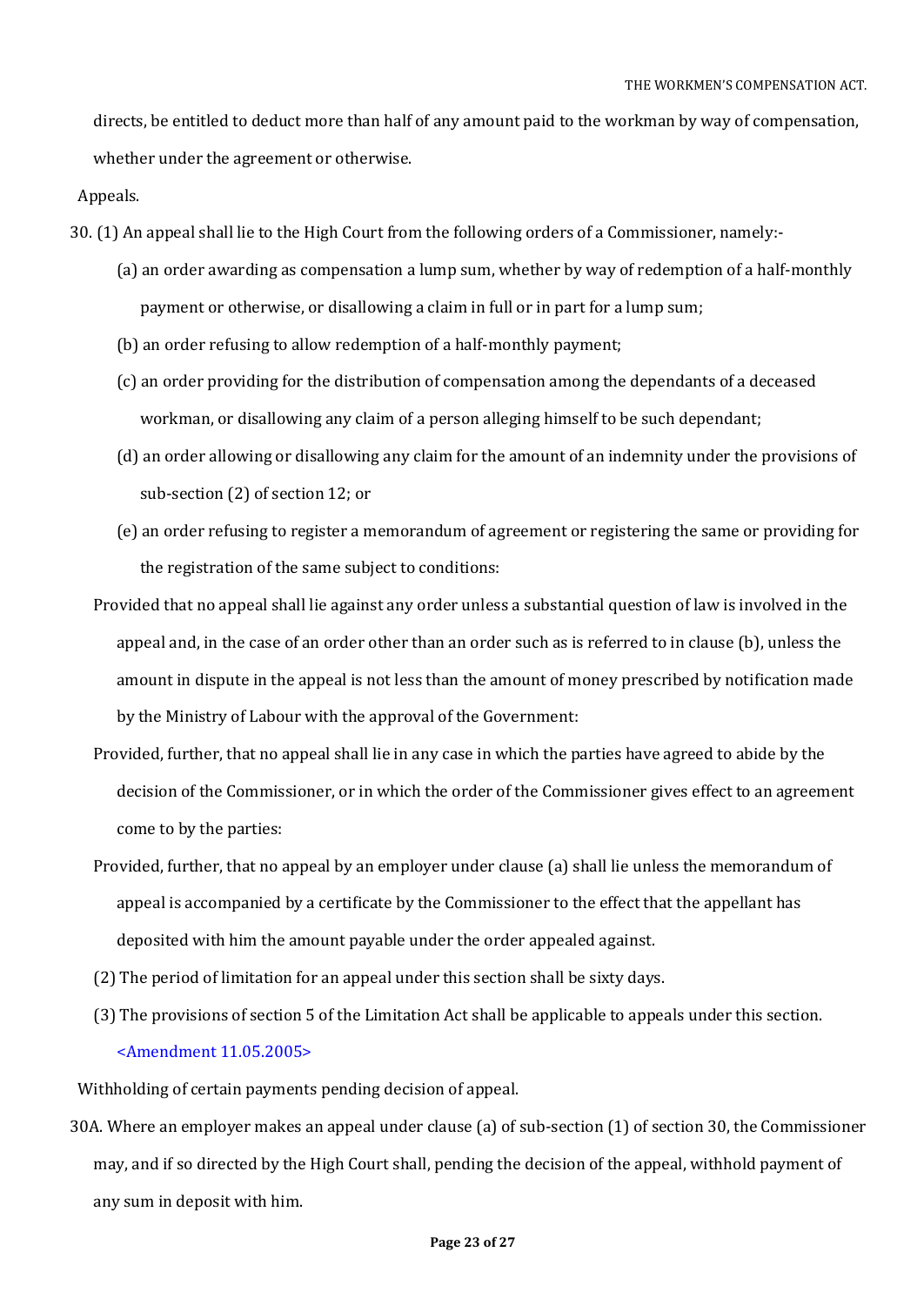directs, be entitled to deduct more than half of any amount paid to the workman by way of compensation, whether under the agreement or otherwise.

Appeals.

30. (1) An appeal shall lie to the High Court from the following orders of a Commissioner, namely:-

(a) an order awarding as compensation a lump sum, whether by way of redemption of a half-monthly payment or otherwise, or disallowing a claim in full or in part for a lump sum;

(b) an order refusing to allow redemption of a half-monthly payment;

(c) an order providing for the distribution of compensation among the dependants of a deceased workman, or disallowing any claim of a person alleging himself to be such dependant;

(d) an order allowing or disallowing any claim for the amount of an indemnity under the provisions of sub-section (2) of section 12; or

(e) an order refusing to register a memorandum of agreement or registering the same or providing for the registration of the same subject to conditions:

Provided that no appeal shall lie against any order unless a substantial question of law is involved in the appeal and, in the case of an order other than an order such as is referred to in clause (b), unless the amount in dispute in the appeal is not less than the amount of money prescribed by notification made by the Ministry of Labour with the approval of the Government:

Provided, further, that no appeal shall lie in any case in which the parties have agreed to abide by the decision of the Commissioner, or in which the order of the Commissioner gives effect to an agreement come to by the parties:

Provided, further, that no appeal by an employer under clause (a) shall lie unless the memorandum of appeal is accompanied by a certificate by the Commissioner to the effect that the appellant has deposited with him the amount payable under the order appealed against.

(2) The period of limitation for an appeal under this section shall be sixty days.

(3) The provisions of section 5 of the Limitation Act shall be applicable to appeals under this section.

<Amendment 11.05.2005>

Withholding of certain payments pending decision of appeal.

30A. Where an employer makes an appeal under clause (a) of sub-section (1) of section 30, the Commissioner may, and if so directed by the High Court shall, pending the decision of the appeal, withhold payment of any sum in deposit with him.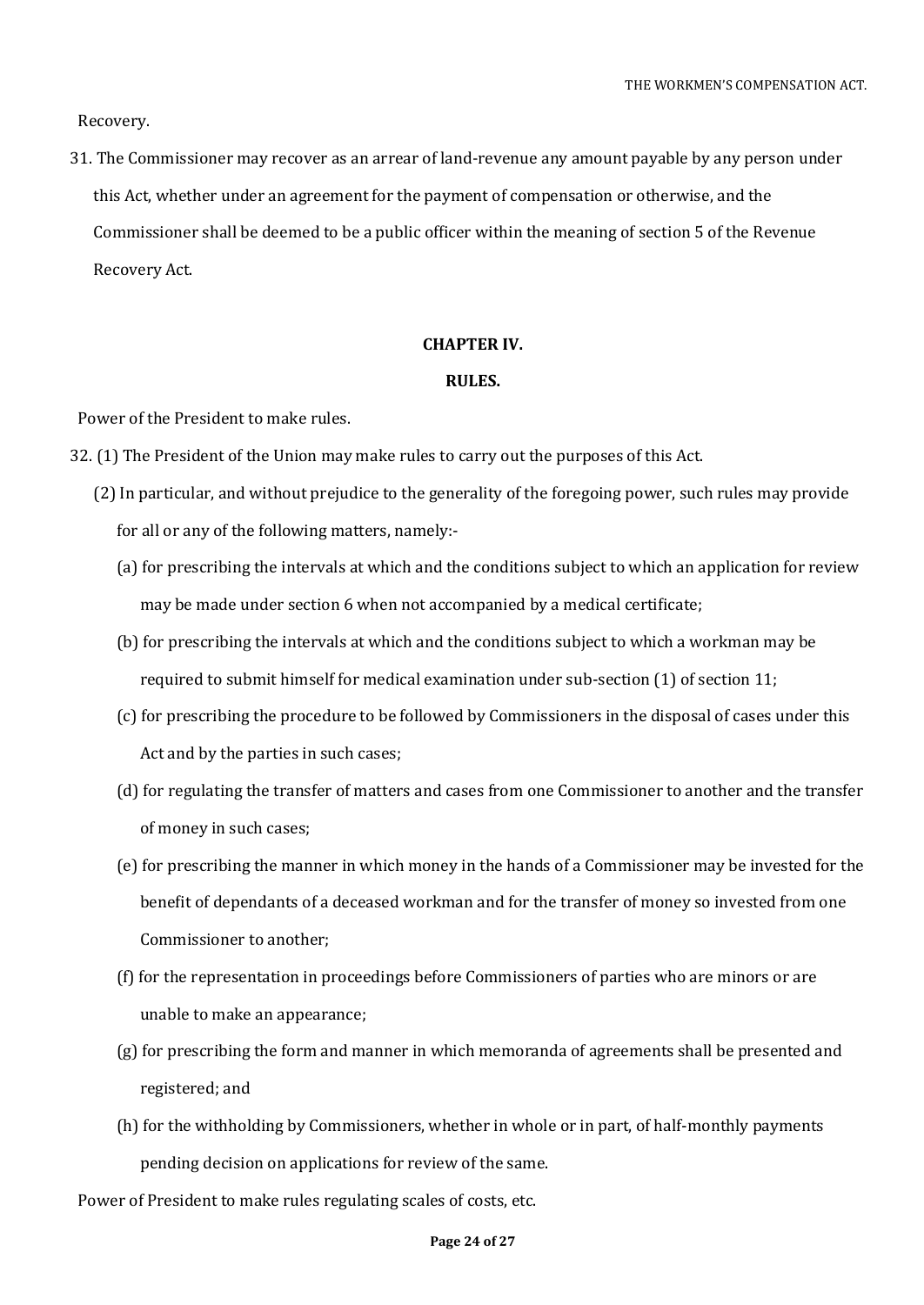Recovery.

31. The Commissioner may recover as an arrear of land-revenue any amount payable by any person under this Act, whether under an agreement for the payment of compensation or otherwise, and the Commissioner shall be deemed to be a public officer within the meaning of section 5 of the Revenue Recovery Act.

## CHAPTER IV.

## RULES.

Power of the President to make rules.

32. (1) The President of the Union may make rules to carry out the purposes of this Act.

(2) In particular, and without prejudice to the generality of the foregoing power, such rules may provide for all or any of the following matters, namely:-

(a) for prescribing the intervals at which and the conditions subject to which an application for review may be made under section 6 when not accompanied by a medical certificate;

(b) for prescribing the intervals at which and the conditions subject to which a workman may be required to submit himself for medical examination under sub-section (1) of section 11;

(c) for prescribing the procedure to be followed by Commissioners in the disposal of cases under this Act and by the parties in such cases;

(d) for regulating the transfer of matters and cases from one Commissioner to another and the transfer of money in such cases;

(e) for prescribing the manner in which money in the hands of a Commissioner may be invested for the benefit of dependants of a deceased workman and for the transfer of money so invested from one Commissioner to another;

(f) for the representation in proceedings before Commissioners of parties who are minors or are unable to make an appearance;

(g) for prescribing the form and manner in which memoranda of agreements shall be presented and registered; and

(h) for the withholding by Commissioners, whether in whole or in part, of half-monthly payments pending decision on applications for review of the same.

Power of President to make rules regulating scales of costs, etc.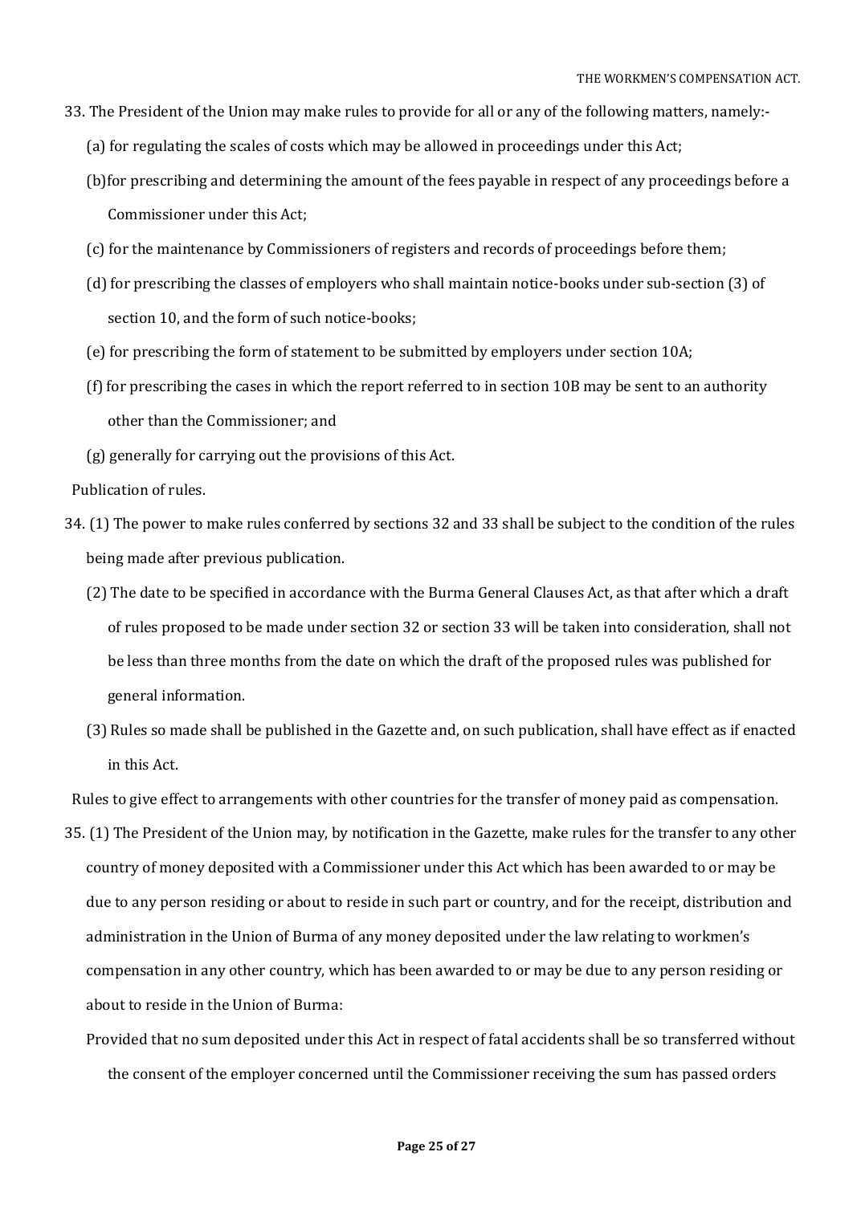33. The President of the Union may make rules to provide for all or any of the following matters, namely:-

(a) for regulating the scales of costs which may be allowed in proceedings under this Act;

(b)for prescribing and determining the amount of the fees payable in respect of any proceedings before a Commissioner under this Act;

(c) for the maintenance by Commissioners of registers and records of proceedings before them;

(d) for prescribing the classes of employers who shall maintain notice-books under sub-section (3) of section 10, and the form of such notice-books;

(e) for prescribing the form of statement to be submitted by employers under section 10A;

(f) for prescribing the cases in which the report referred to in section 10B may be sent to an authority other than the Commissioner; and

(g) generally for carrying out the provisions of this Act.

Publication of rules.

34. (1) The power to make rules conferred by sections 32 and 33 shall be subject to the condition of the rules being made after previous publication.

(2) The date to be specified in accordance with the Burma General Clauses Act, as that after which a draft of rules proposed to be made under section 32 or section 33 will be taken into consideration, shall not be less than three months from the date on which the draft of the proposed rules was published for general information.

(3) Rules so made shall be published in the Gazette and, on such publication, shall have effect as if enacted in this Act.

Rules to give effect to arrangements with other countries for the transfer of money paid as compensation.

35. (1) The President of the Union may, by notification in the Gazette, make rules for the transfer to any other country of money deposited with a Commissioner under this Act which has been awarded to or may be due to any person residing or about to reside in such part or country, and for the receipt, distribution and administration in the Union of Burma of any money deposited under the law relating to workmen's compensation in any other country, which has been awarded to or may be due to any person residing or about to reside in the Union of Burma:

Provided that no sum deposited under this Act in respect of fatal accidents shall be so transferred without the consent of the employer concerned until the Commissioner receiving the sum has passed orders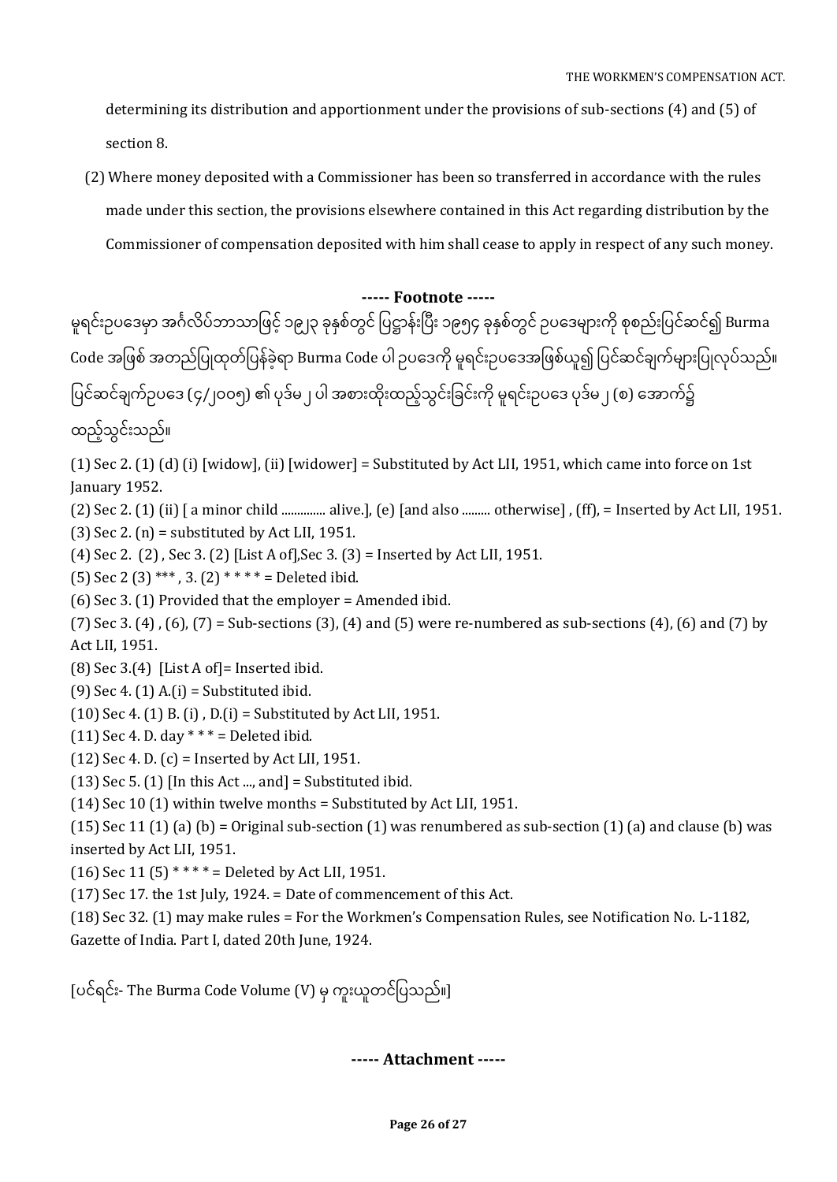determining its distribution and apportionment under the provisions of sub-sections (4) and (5) of section 8.

(2) Where money deposited with a Commissioner has been so transferred in accordance with the rules made under this section, the provisions elsewhere contained in this Act regarding distribution by the Commissioner of compensation deposited with him shall cease to apply in respect of any such money.

**----- Footnote -----**

မူရင်းဥပဒေမှာ အင်္ဂလိပ်ဘာသာဖြင့် ၁၉၂၃ ခုနှစ်တွင် ပြဋ္ဌာန်းပြီး ၁၉၅၄ ခုနှစ်တွင် ဥပဒေများကို စုစည်းပြင်ဆင်၍ Burma Code အဖြစ် အတည်ပြုထုတ်ပြန်ခဲ့ရာ Burma Code ပါ ဥပဒေကို မူရင်းဥပဒေအဖြစ်ယူ၍ ပြင်ဆင်ချက်များပြုလုပ်သည်။ ပြင်ဆင်ချက်ဥပဒေ (၄/၂၀၀၅) ၏ ပုဒ်မ ၂ ပါ အစားထိုးထည့်သွင်းခြင်းကို မူရင်းဥပဒေ ပုဒ်မ ၂ (စ) အောက်၌ ထည့်သွင်းသည်။

(1) Sec 2. (1) (d) (i) [widow], (ii) [widower] = Substituted by Act LII, 1951, which came into force on 1st January 1952.

(2) Sec 2. (1) (ii) [ a minor child ............. alive.], (e) [and also ......... otherwise] , (ff), = Inserted by Act LII, 1951.

(3) Sec 2. (n) = substituted by Act LII, 1951.

(4) Sec 2. (2) , Sec 3. (2) [List A of],Sec 3. (3) = Inserted by Act LII, 1951.

(5) Sec 2 (3) *** , 3. (2) * * * * = Deleted ibid.

(6) Sec 3. (1) Provided that the employer = Amended ibid.

(7) Sec 3. (4) , (6), (7) = Sub-sections (3), (4) and (5) were re-numbered as sub-sections (4), (6) and (7) by Act LII, 1951.

(8) Sec 3.(4) [List A of]= Inserted ibid.

(9) Sec 4. (1) A.(i) = Substituted ibid.

(10) Sec 4. (1) B. (i) , D.(i) = Substituted by Act LII, 1951.

(11) Sec 4. D. day * * * = Deleted ibid.

(12) Sec 4. D. (c) = Inserted by Act LII, 1951.

(13) Sec 5. (1) [In this Act ..., and] = Substituted ibid.

(14) Sec 10 (1) within twelve months = Substituted by Act LII, 1951.

(15) Sec 11 (1) (a) (b) = Original sub-section (1) was renumbered as sub-section (1) (a) and clause (b) was inserted by Act LII, 1951.

(16) Sec 11 (5) * * * * = Deleted by Act LII, 1951.

(17) Sec 17. the 1st July, 1924. = Date of commencement of this Act.

(18) Sec 32. (1) may make rules = For the Workmen's Compensation Rules, see Notification No. L-1182, Gazette of India. Part I, dated 20th June, 1924.

[ပင်ရင်း- The Burma Code Volume (V) မှ ကူးယူတင်ပြသည်။]

**----- Attachment -----**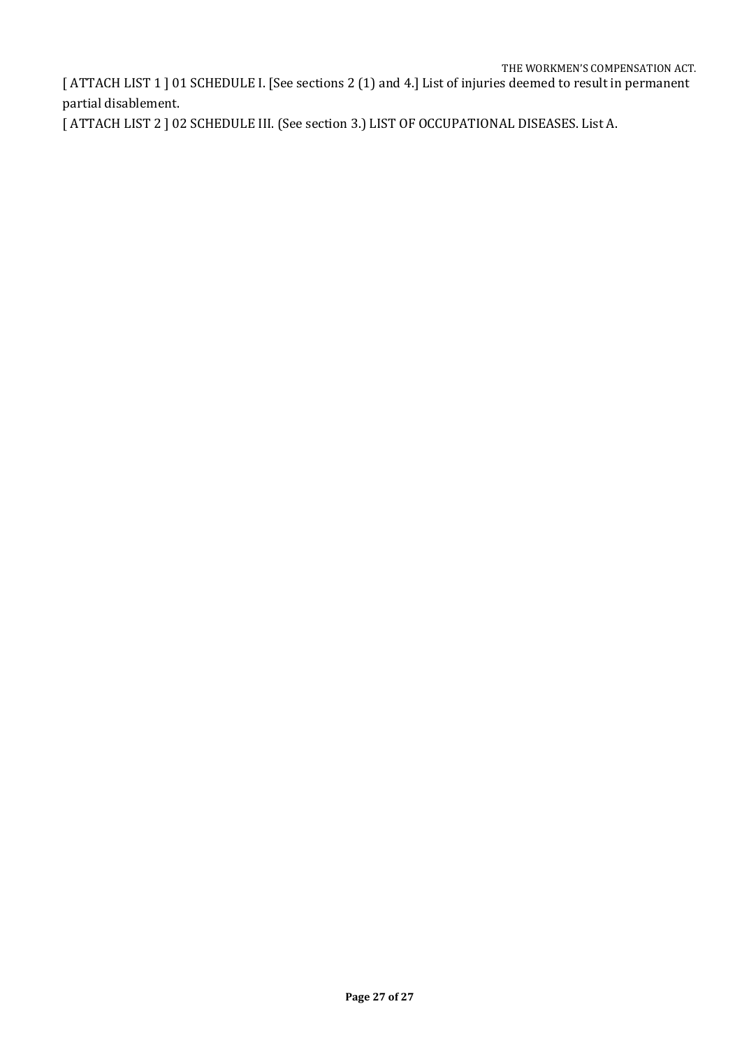[ ATTACH LIST 1 ] 01 SCHEDULE I. [See sections 2 (1) and 4.] List of injuries deemed to result in permanent partial disablement.

[ ATTACH LIST 2 ] 02 SCHEDULE III. (See section 3.) LIST OF OCCUPATIONAL DISEASES. List A.